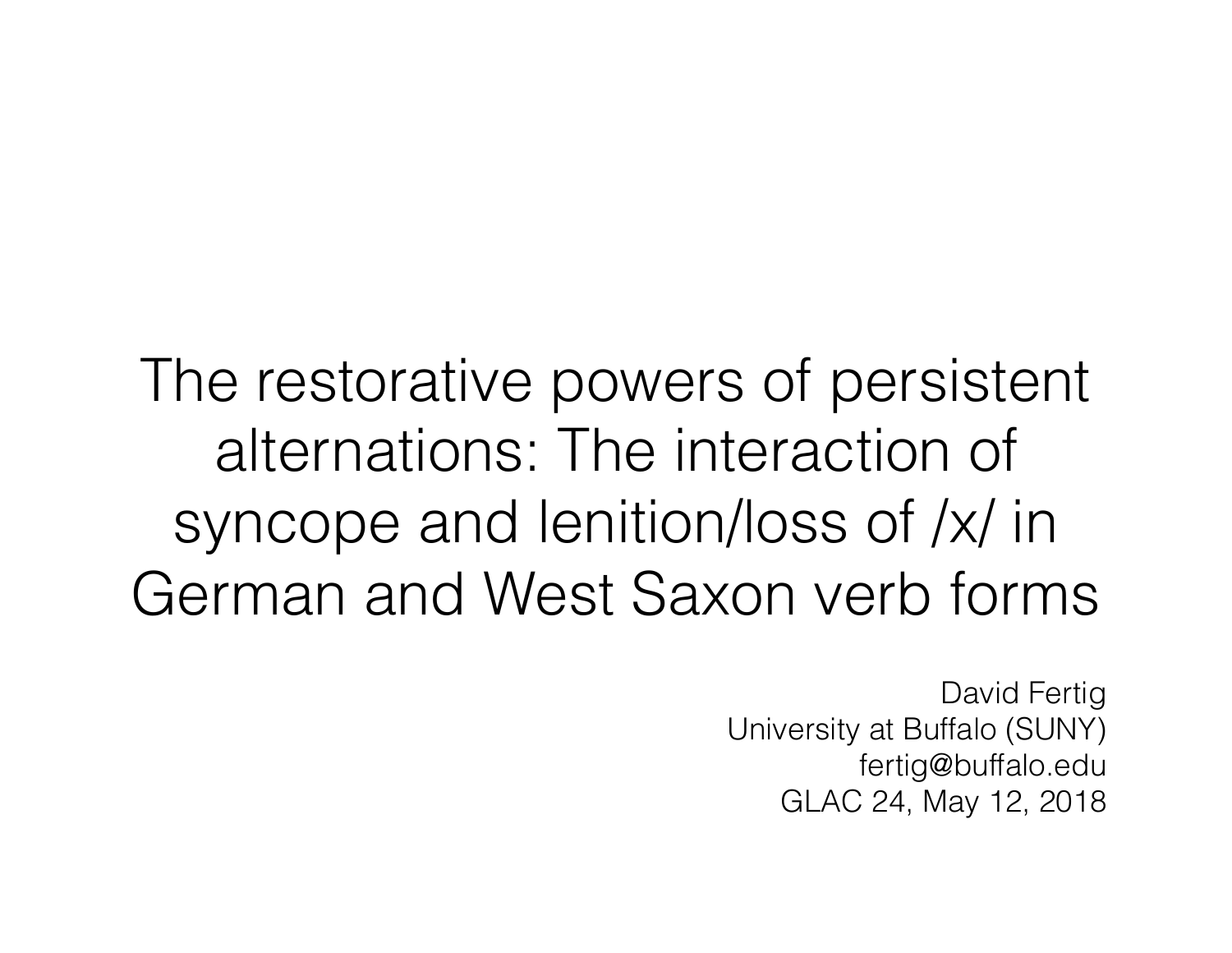# The restorative powers of persistent alternations: The interaction of syncope and lenition/loss of /x/ in German and West Saxon verb forms

David Fertig
University at Buffalo (SUNY)
fertig@buffalo.edu
GLAC 24, May 12, 2018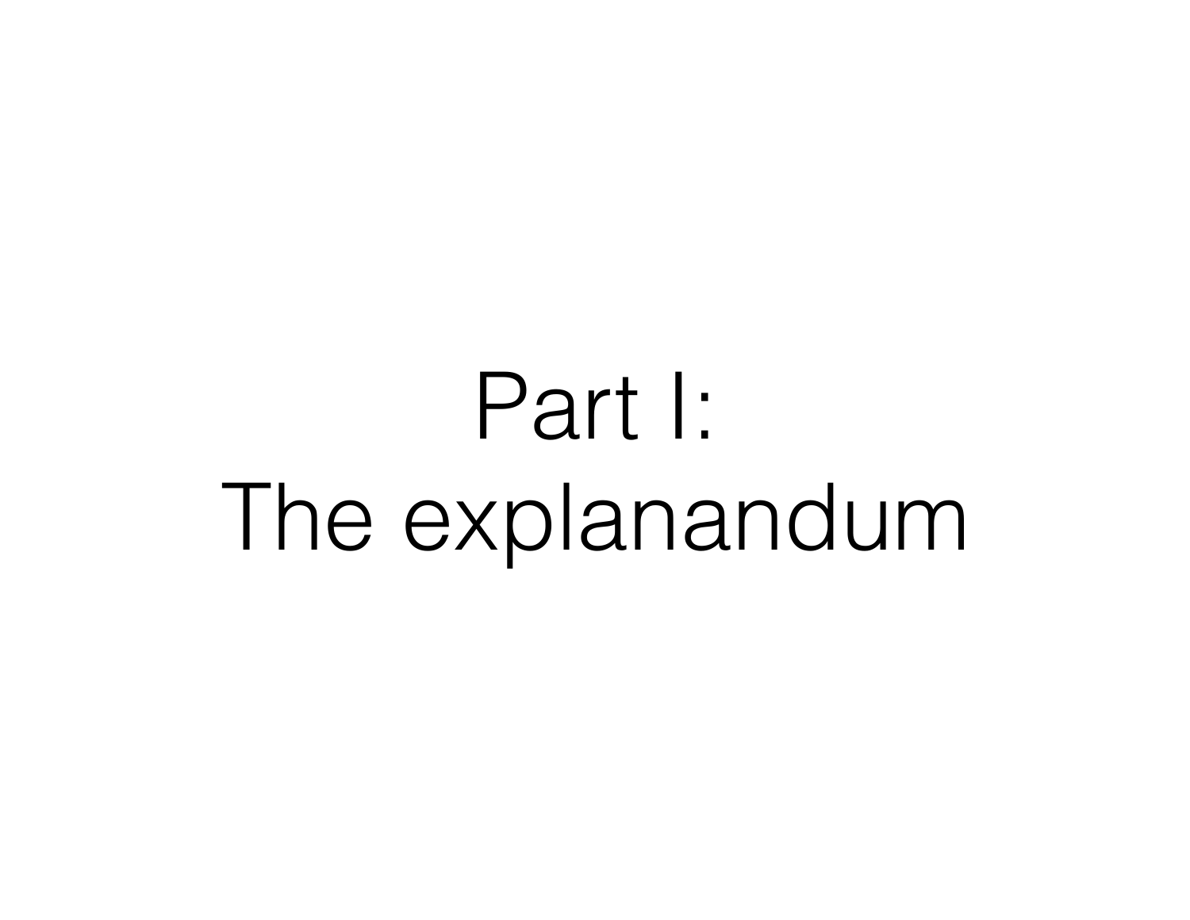# Part I:
# The explanandum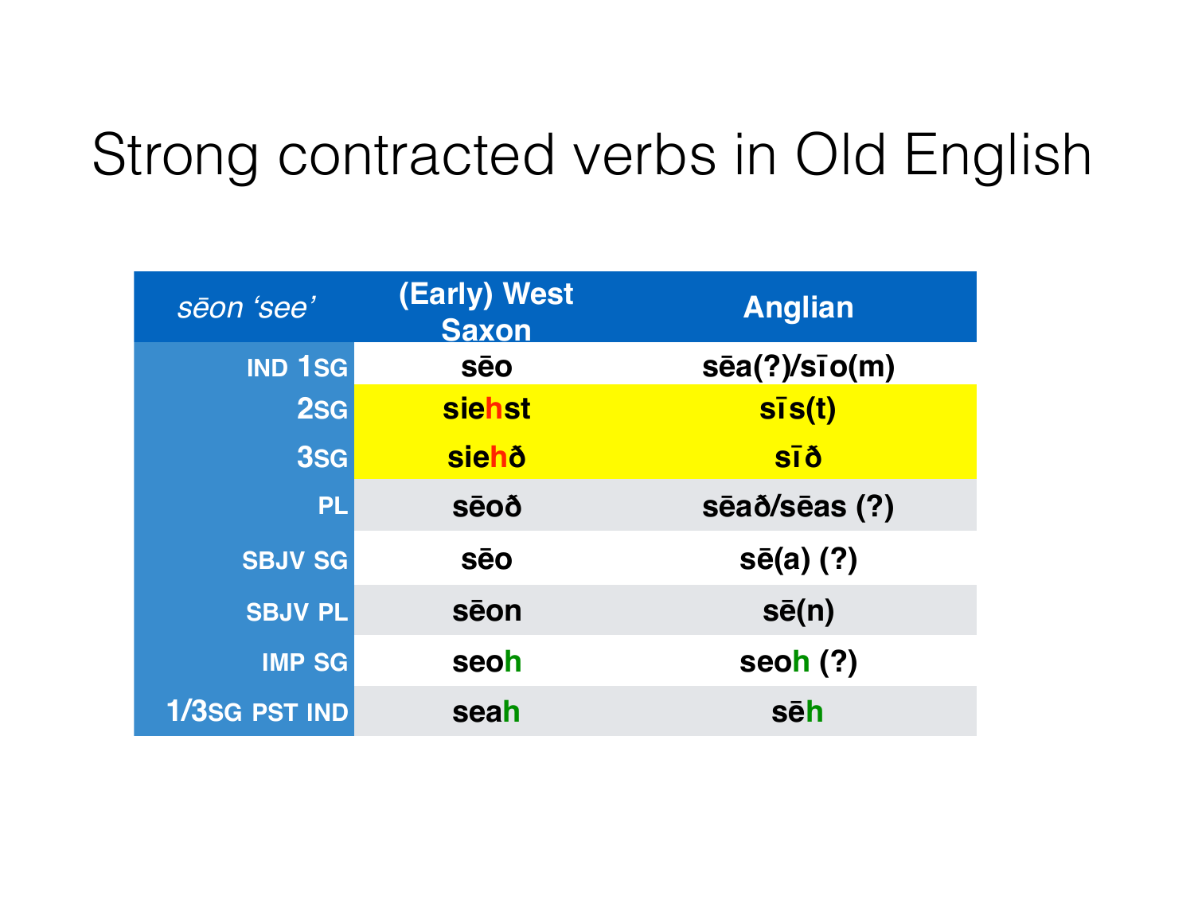# Strong contracted verbs in Old English

| *sēon* 'see' | (Early) West Saxon | Anglian |
|---|---|---|
| IND 1SG | sēo | sēa(?)/sīo(m) |
| 2SG | siehst | sīs(t) |
| 3SG | siehð | sīð |
| PL | sēoð | sēað/sēas (?) |
| SBJV SG | sēo | sē(a) (?) |
| SBJV PL | sēon | sē(n) |
| IMP SG | seoh | seoh (?) |
| 1/3SG PST IND | seah | sēh |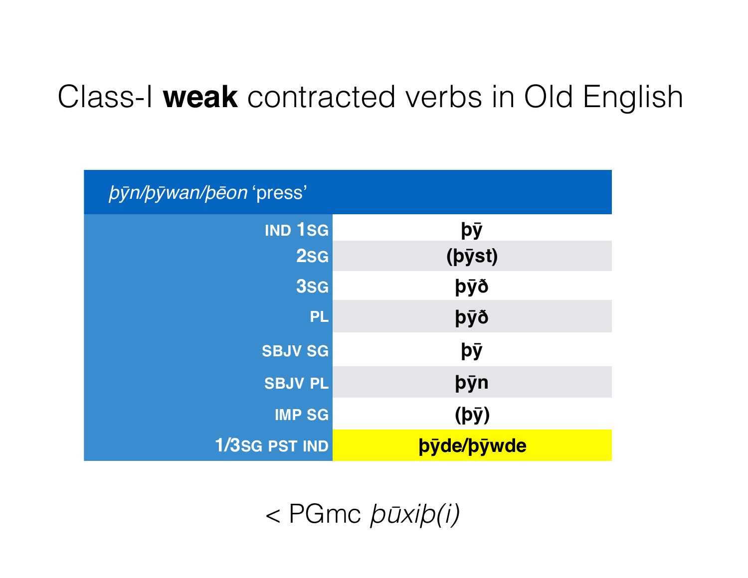# Class-I **weak** contracted verbs in Old English

| *þӯn/þӯwan/þēon* 'press' | |
|---|---|
| IND 1SG | **þӯ** |
| 2SG | **(þӯst)** |
| 3SG | **þӯð** |
| PL | **þӯð** |
| SBJV SG | **þӯ** |
| SBJV PL | **þӯn** |
| IMP SG | **(þӯ)** |
| 1/3SG PST IND | **þӯde/þӯwde** |

< PGmc *þūxiþ(i)*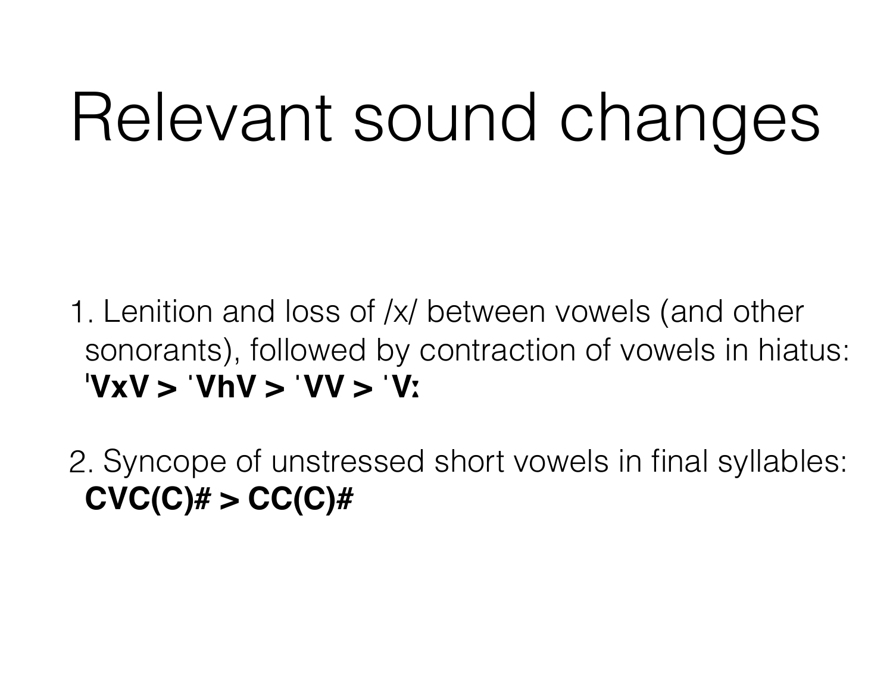# Relevant sound changes

1. Lenition and loss of /x/ between vowels (and other sonorants), followed by contraction of vowels in hiatus:
   **ˈVxV > ˈVhV > ˈVV > ˈVː**

2. Syncope of unstressed short vowels in final syllables:
   **CVC(C)# > CC(C)#**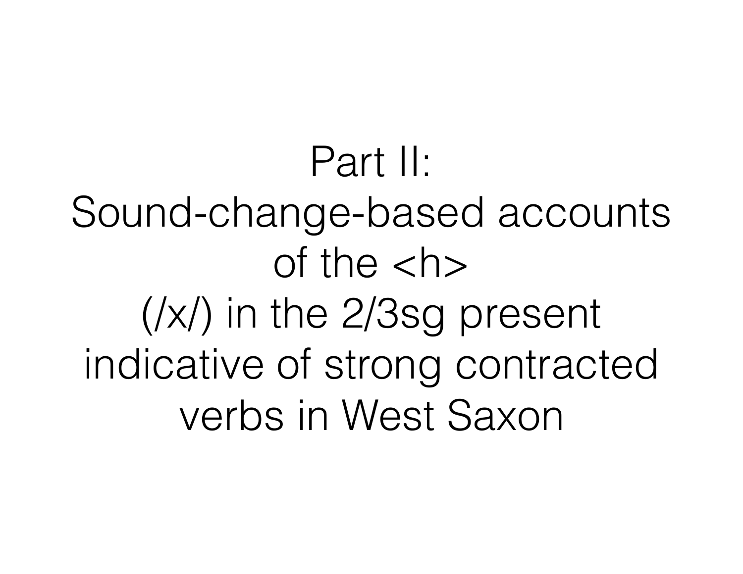# Part II: Sound-change-based accounts of the <h> (/x/) in the 2/3sg present indicative of strong contracted verbs in West Saxon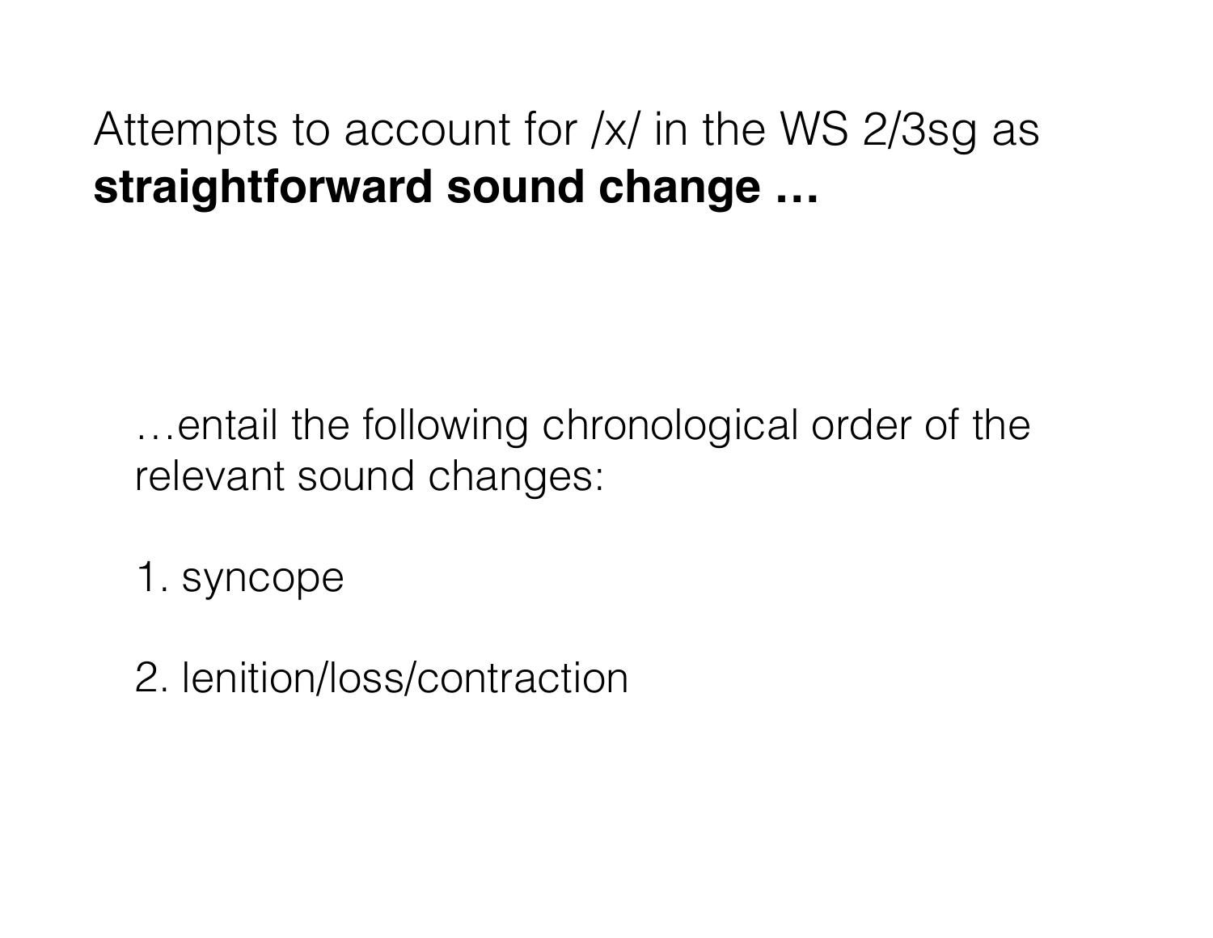Attempts to account for /x/ in the WS 2/3sg as **straightforward sound change …**

…entail the following chronological order of the relevant sound changes:

1. syncope

2. lenition/loss/contraction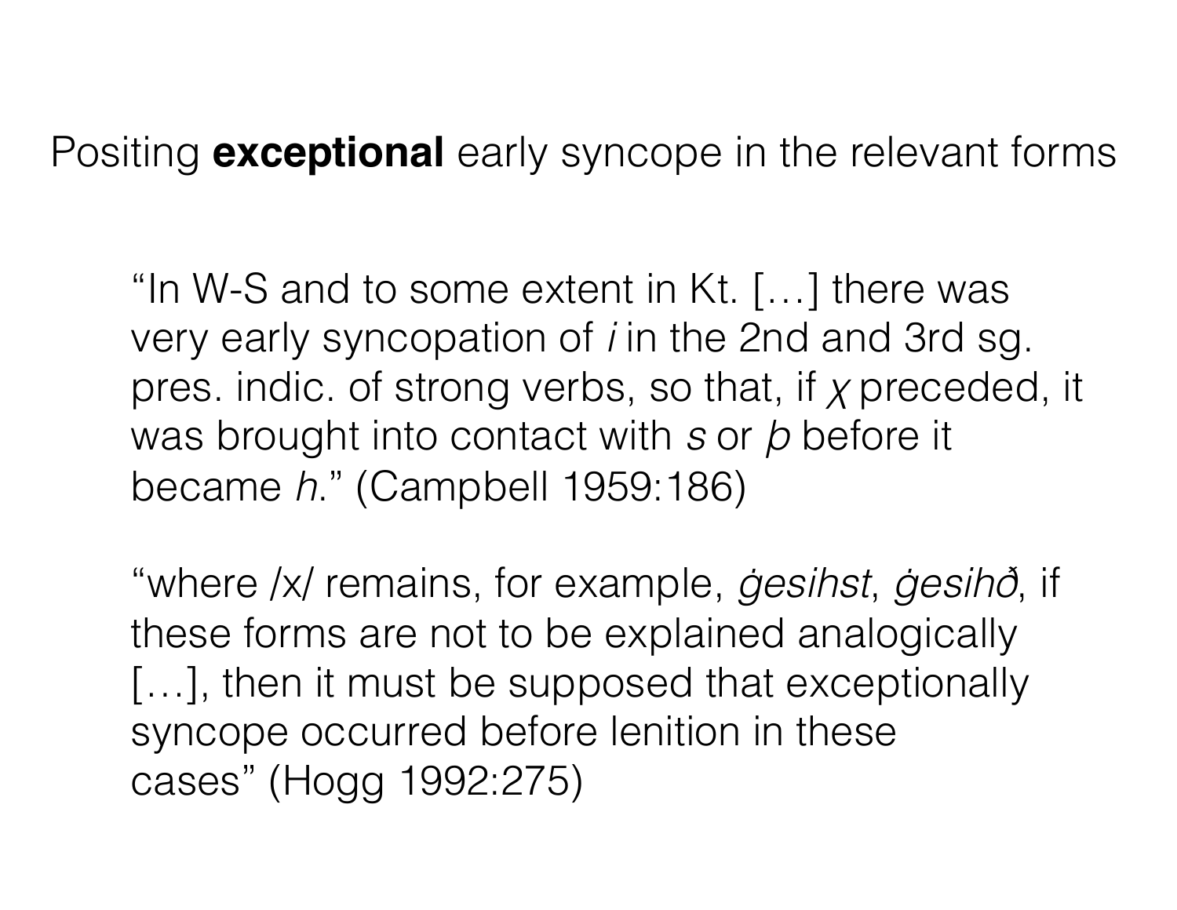Positing **exceptional** early syncope in the relevant forms

> “In W-S and to some extent in Kt. […] there was very early syncopation of *i* in the 2nd and 3rd sg. pres. indic. of strong verbs, so that, if *χ* preceded, it was brought into contact with *s* or *þ* before it became *h*.” (Campbell 1959:186)

> “where /x/ remains, for example, *ġesihst*, *ġesihð*, if these forms are not to be explained analogically […], then it must be supposed that exceptionally syncope occurred before lenition in these cases” (Hogg 1992:275)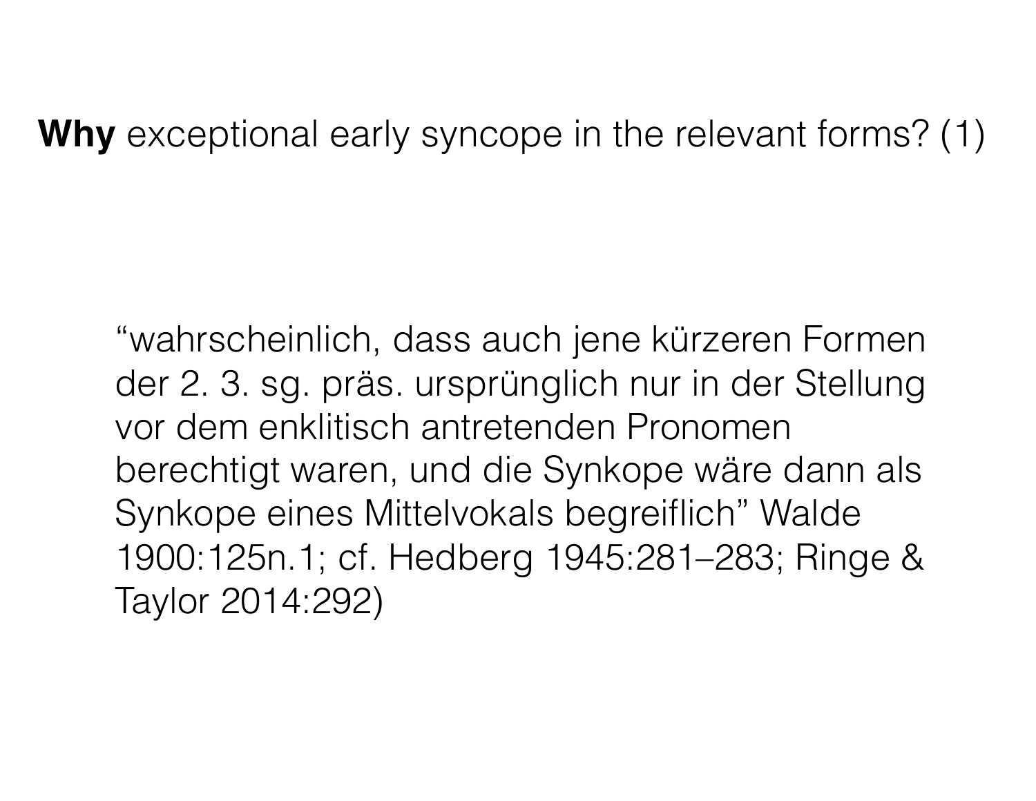**Why** exceptional early syncope in the relevant forms? (1)

“wahrscheinlich, dass auch jene kürzeren Formen der 2. 3. sg. präs. ursprünglich nur in der Stellung vor dem enklitisch antretenden Pronomen berechtigt waren, und die Synkope wäre dann als Synkope eines Mittelvokals begreiflich” Walde 1900:125n.1; cf. Hedberg 1945:281–283; Ringe & Taylor 2014:292)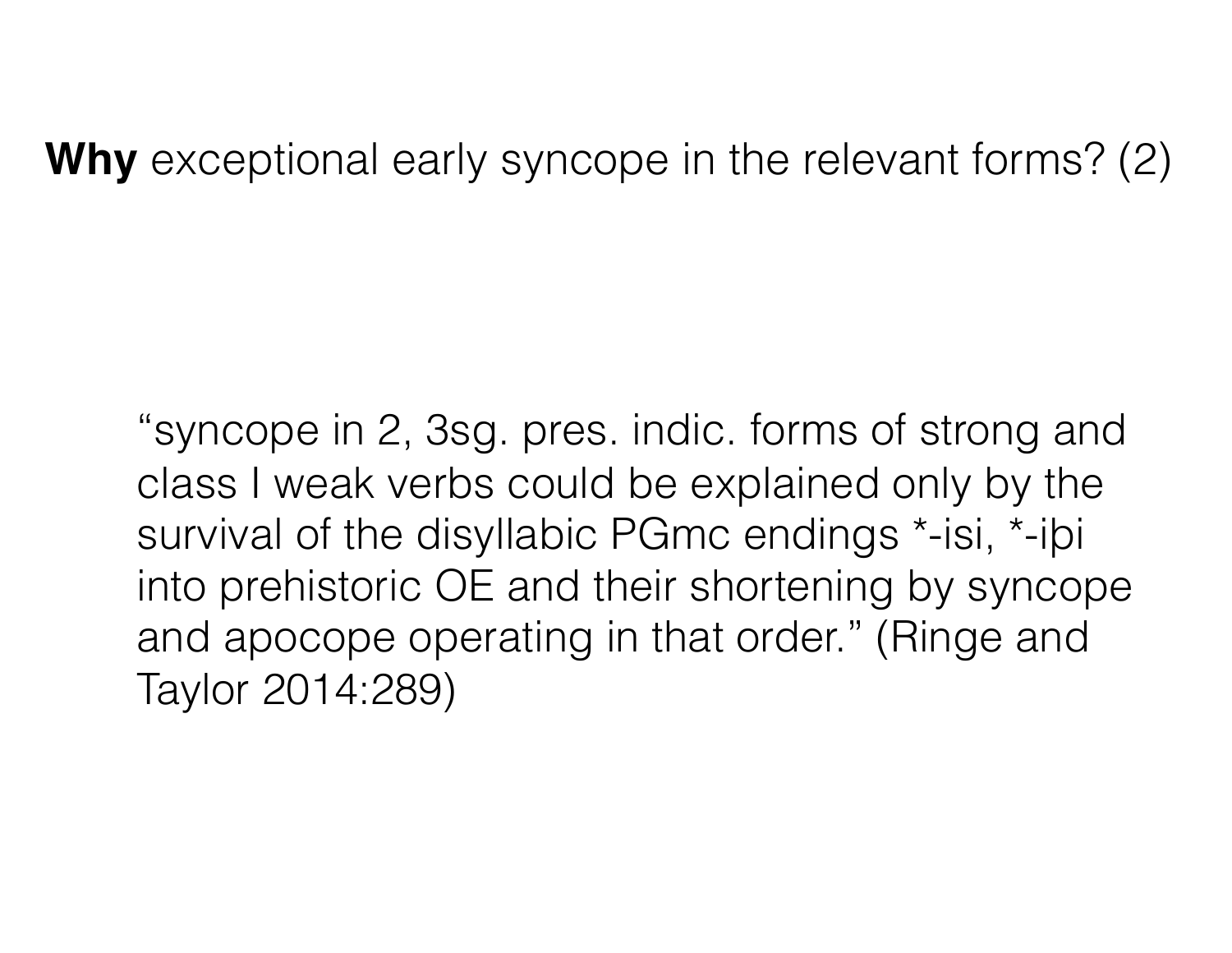**Why** exceptional early syncope in the relevant forms? (2)

> "syncope in 2, 3sg. pres. indic. forms of strong and class I weak verbs could be explained only by the survival of the disyllabic PGmc endings *-isi, *-iþi into prehistoric OE and their shortening by syncope and apocope operating in that order." (Ringe and Taylor 2014:289)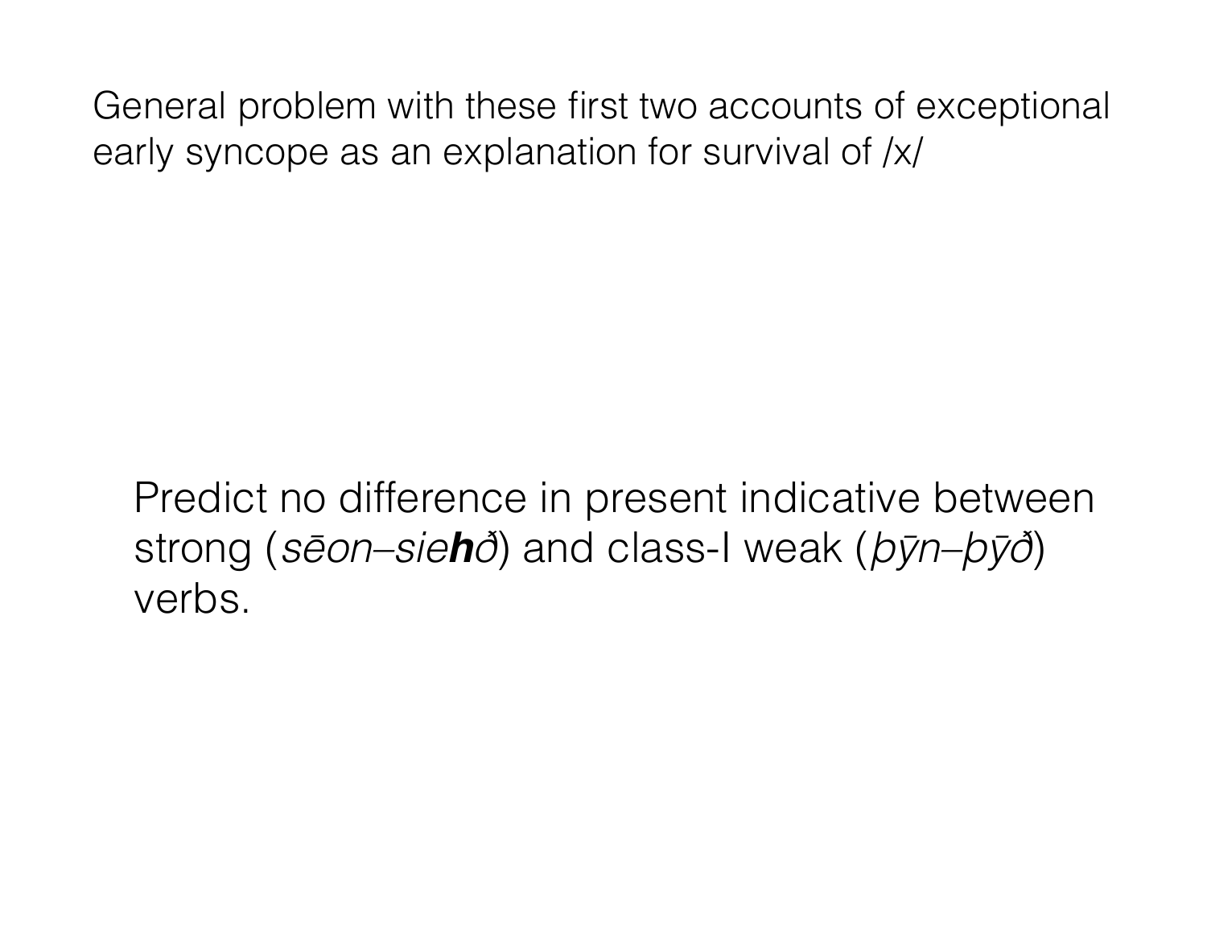General problem with these first two accounts of exceptional early syncope as an explanation for survival of /x/

Predict no difference in present indicative between strong (*sēon*–*sie**h**ð*) and class-I weak (*þȳn*–*þȳð*) verbs.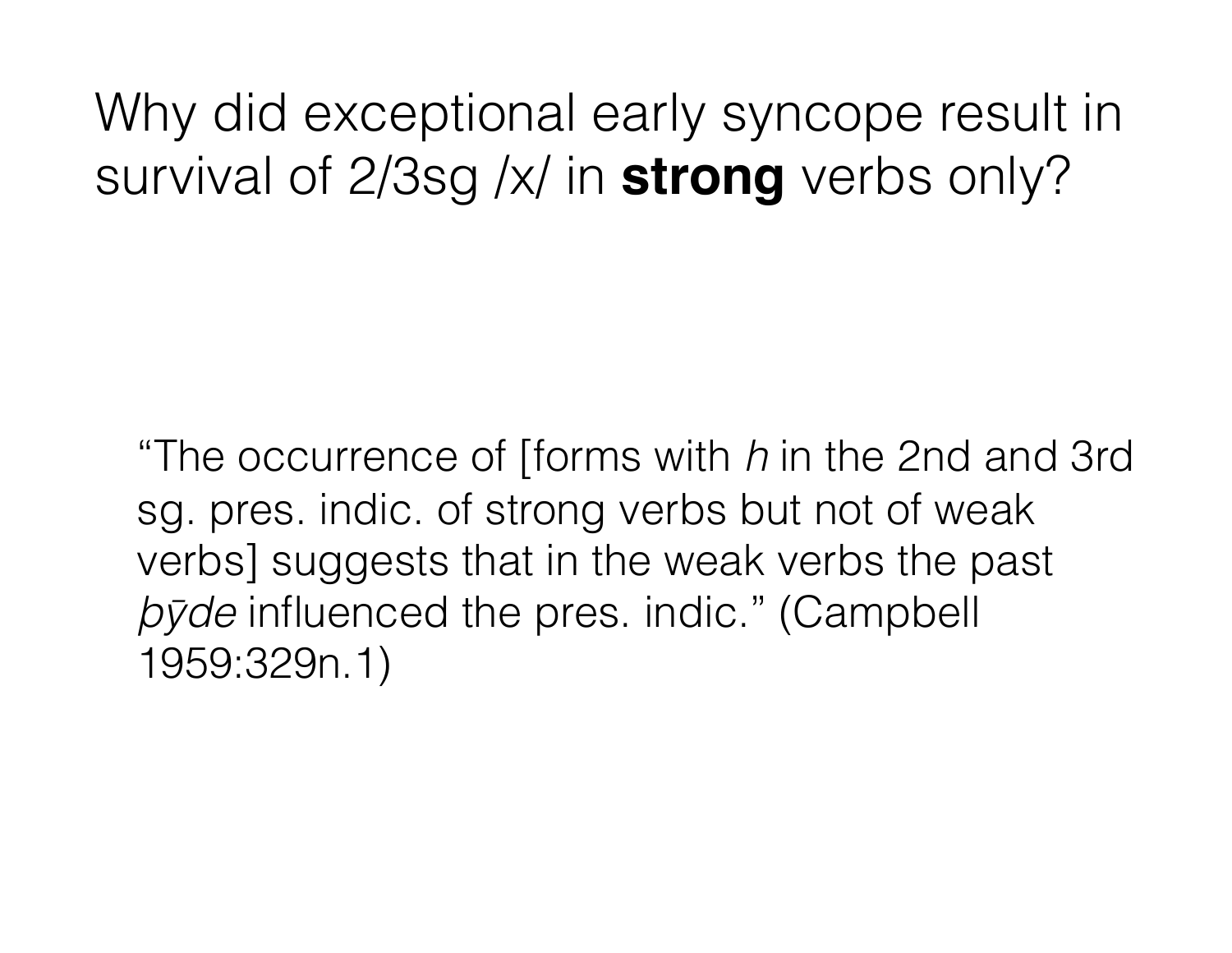# Why did exceptional early syncope result in survival of 2/3sg /x/ in **strong** verbs only?

> “The occurrence of [forms with *h* in the 2nd and 3rd sg. pres. indic. of strong verbs but not of weak verbs] suggests that in the weak verbs the past *þȳde* influenced the pres. indic.” (Campbell 1959:329n.1)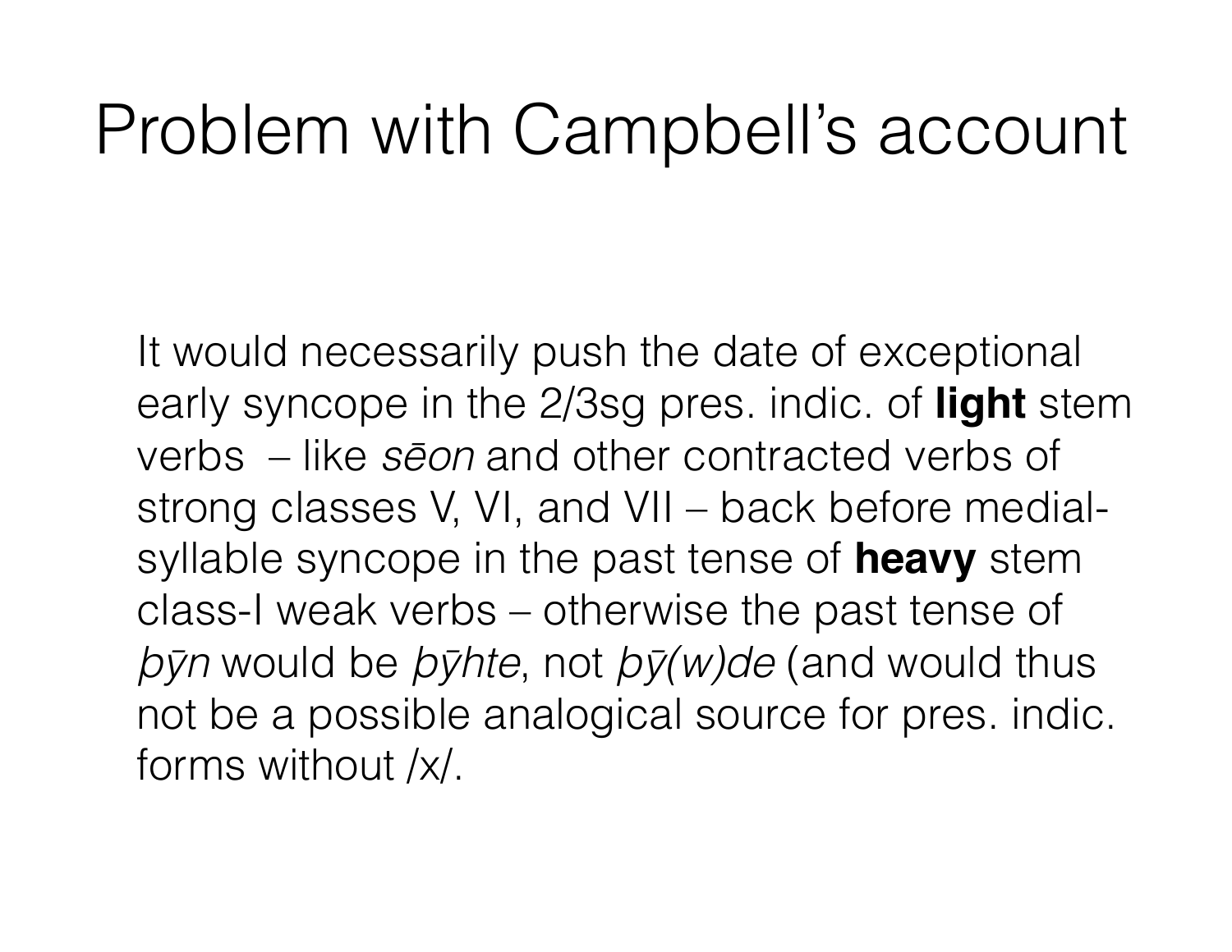# Problem with Campbell's account

It would necessarily push the date of exceptional early syncope in the 2/3sg pres. indic. of **light** stem verbs – like *sēon* and other contracted verbs of strong classes V, VI, and VII – back before medial-syllable syncope in the past tense of **heavy** stem class-I weak verbs – otherwise the past tense of *þȳn* would be *þȳhte*, not *þȳ(w)de* (and would thus not be a possible analogical source for pres. indic. forms without /x/.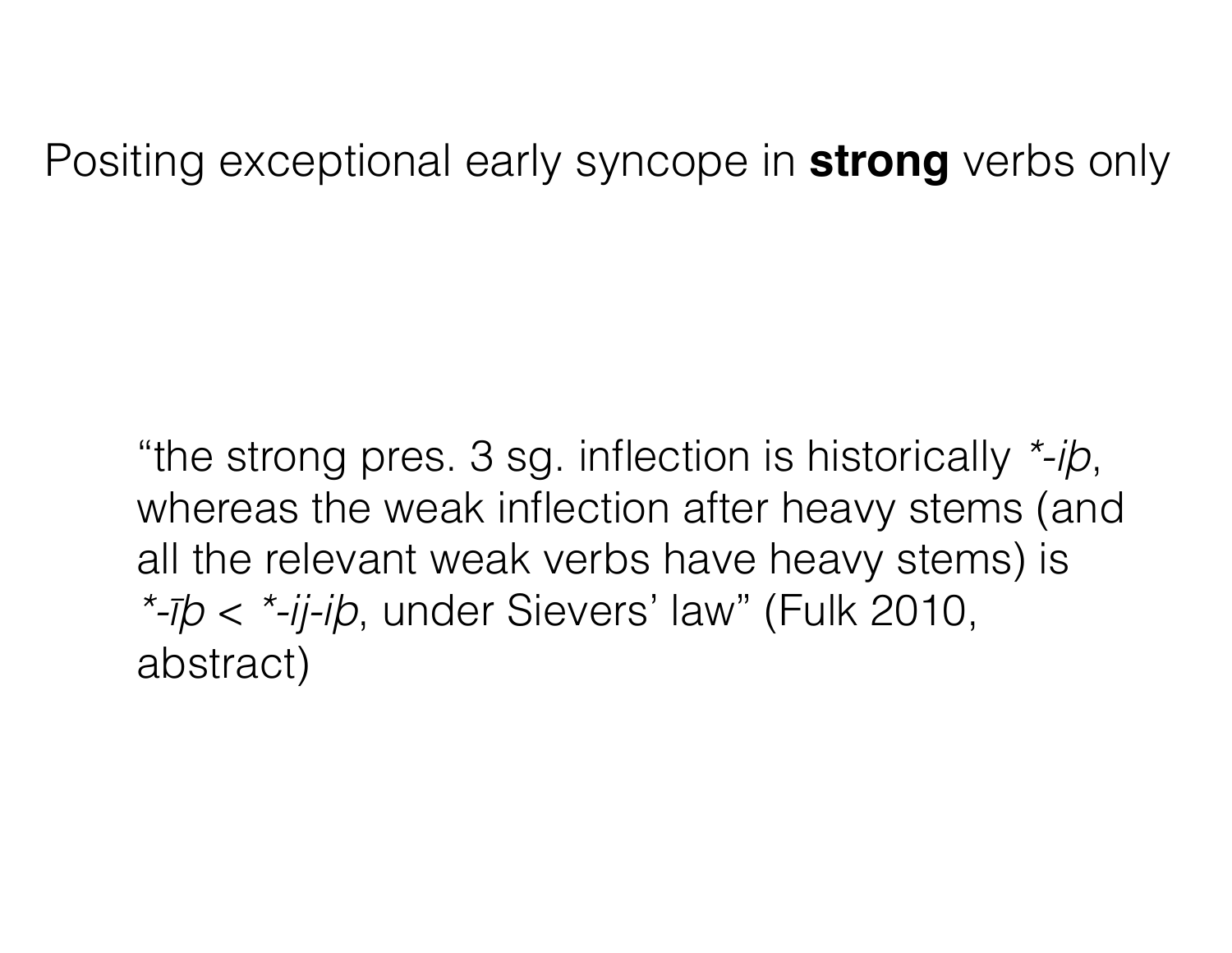# Positing exceptional early syncope in **strong** verbs only

> “the strong pres. 3 sg. inflection is historically *\*-iþ*, whereas the weak inflection after heavy stems (and all the relevant weak verbs have heavy stems) is *\*-īþ* < *\*-ij-iþ*, under Sievers’ law” (Fulk 2010, abstract)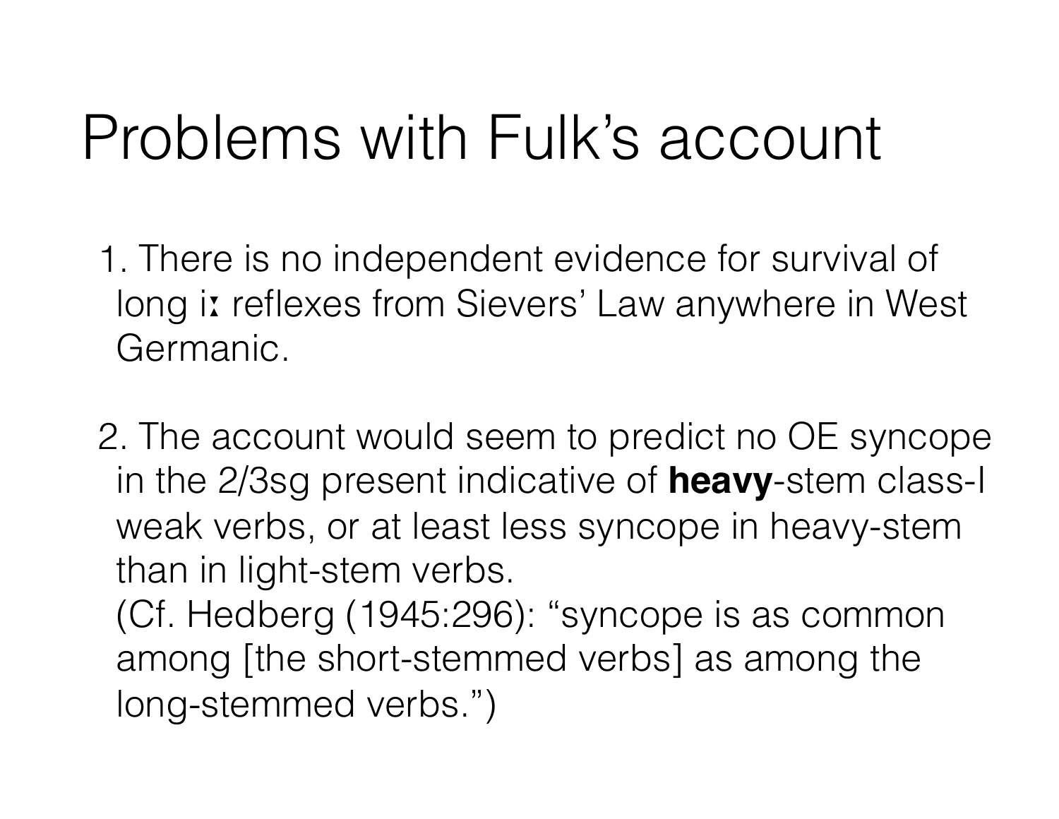# Problems with Fulk's account

1. There is no independent evidence for survival of long iː reflexes from Sievers' Law anywhere in West Germanic.

2. The account would seem to predict no OE syncope in the 2/3sg present indicative of **heavy**-stem class-I weak verbs, or at least less syncope in heavy-stem than in light-stem verbs.
   (Cf. Hedberg (1945:296): "syncope is as common among [the short-stemmed verbs] as among the long-stemmed verbs.")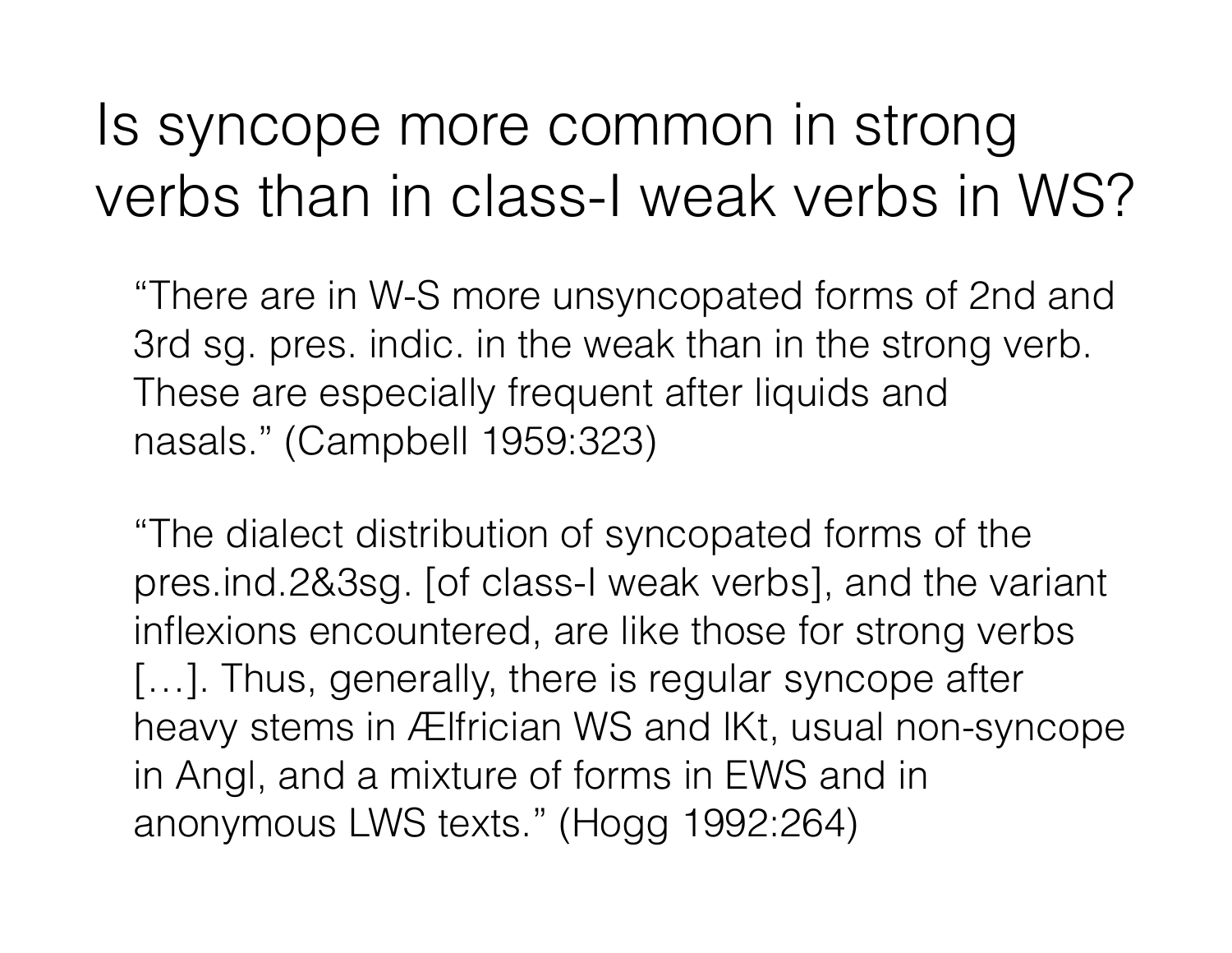# Is syncope more common in strong verbs than in class-I weak verbs in WS?

"There are in W-S more unsyncopated forms of 2nd and 3rd sg. pres. indic. in the weak than in the strong verb. These are especially frequent after liquids and nasals." (Campbell 1959:323)

"The dialect distribution of syncopated forms of the pres.ind.2&3sg. [of class-I weak verbs], and the variant inflexions encountered, are like those for strong verbs […]. Thus, generally, there is regular syncope after heavy stems in Ælfrician WS and lKt, usual non-syncope in Angl, and a mixture of forms in EWS and in anonymous LWS texts." (Hogg 1992:264)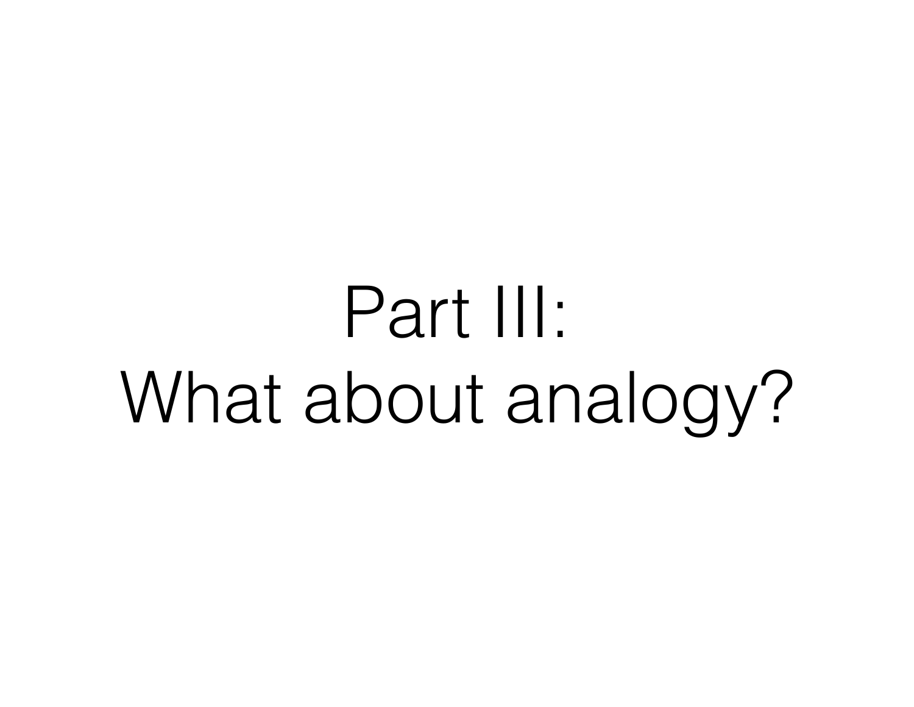# Part III:
# What about analogy?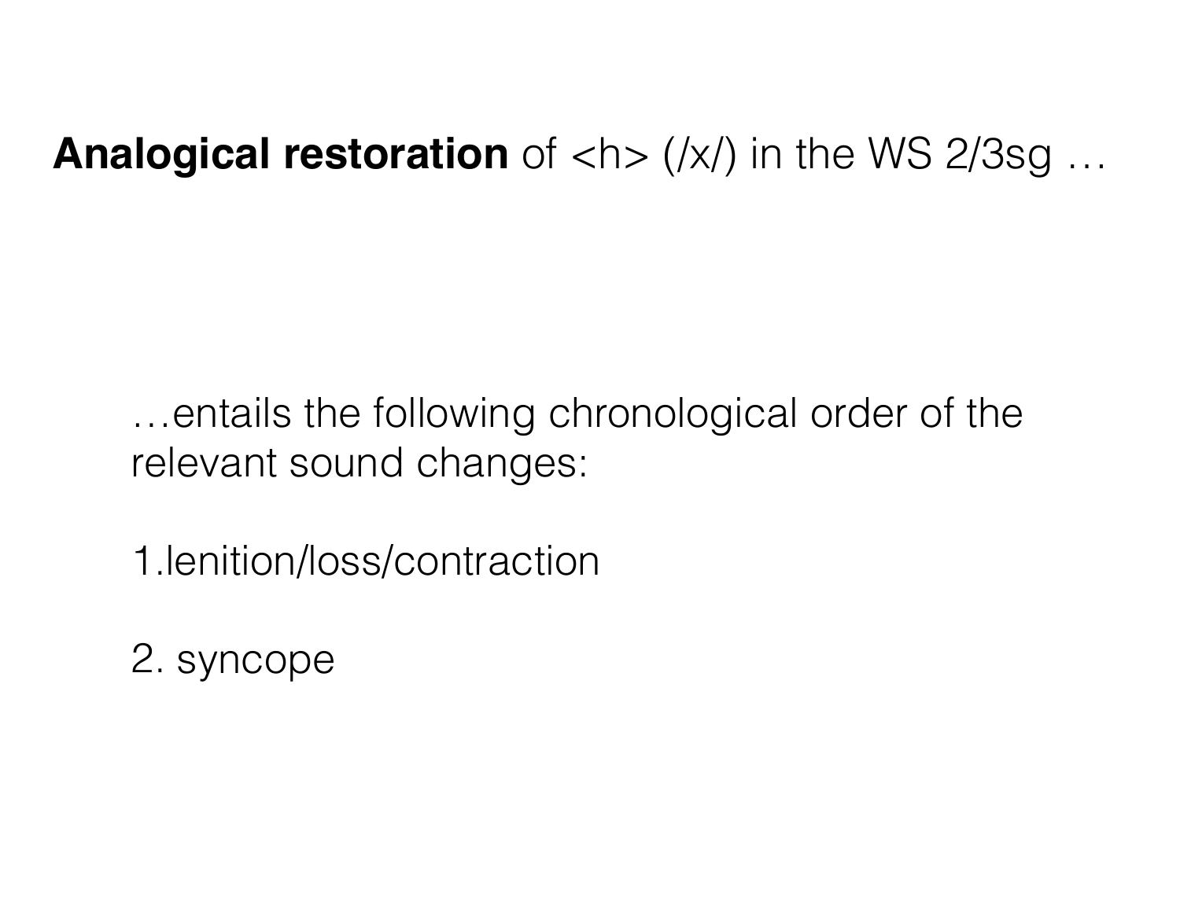**Analogical restoration** of <h> (/x/) in the WS 2/3sg …

…entails the following chronological order of the relevant sound changes:

1. lenition/loss/contraction

2. syncope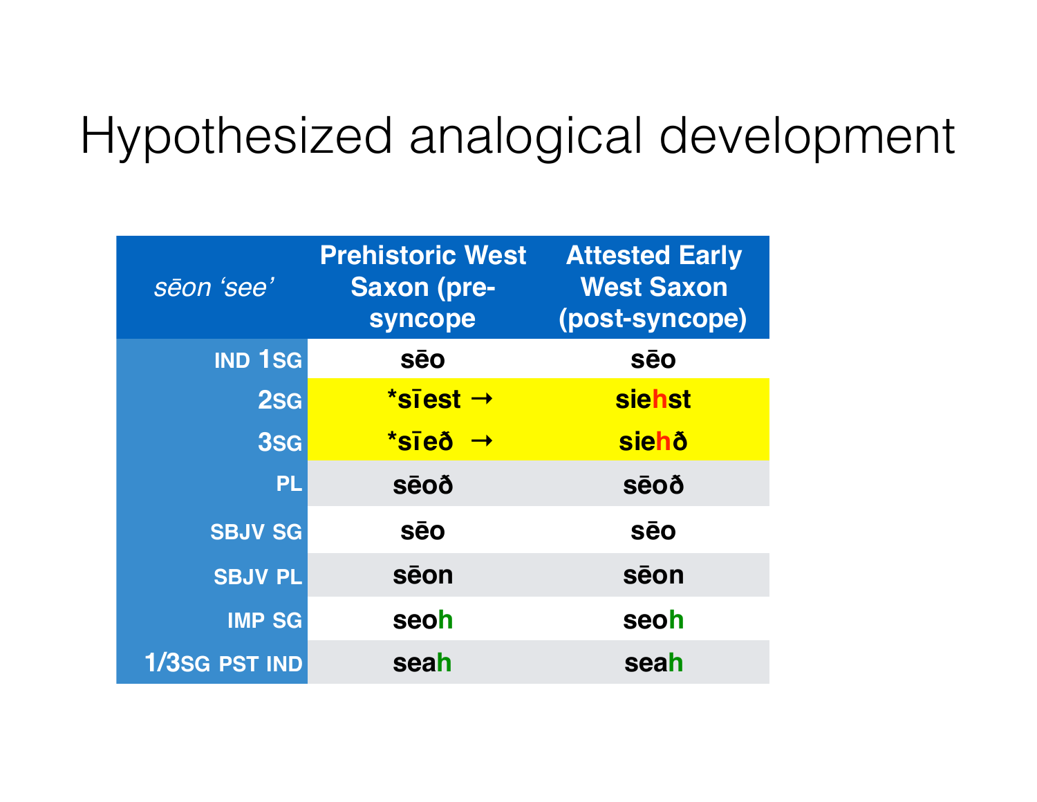# Hypothesized analogical development

| *sēon* 'see' | Prehistoric West Saxon (pre-syncope) | Attested Early West Saxon (post-syncope) |
|---|---|---|
| IND 1SG | sēo | sēo |
| 2SG | *sīest → | siehst |
| 3SG | *sīeð → | siehð |
| PL | sēoð | sēoð |
| SBJV SG | sēo | sēo |
| SBJV PL | sēon | sēon |
| IMP SG | seoh | seoh |
| 1/3SG PST IND | seah | seah |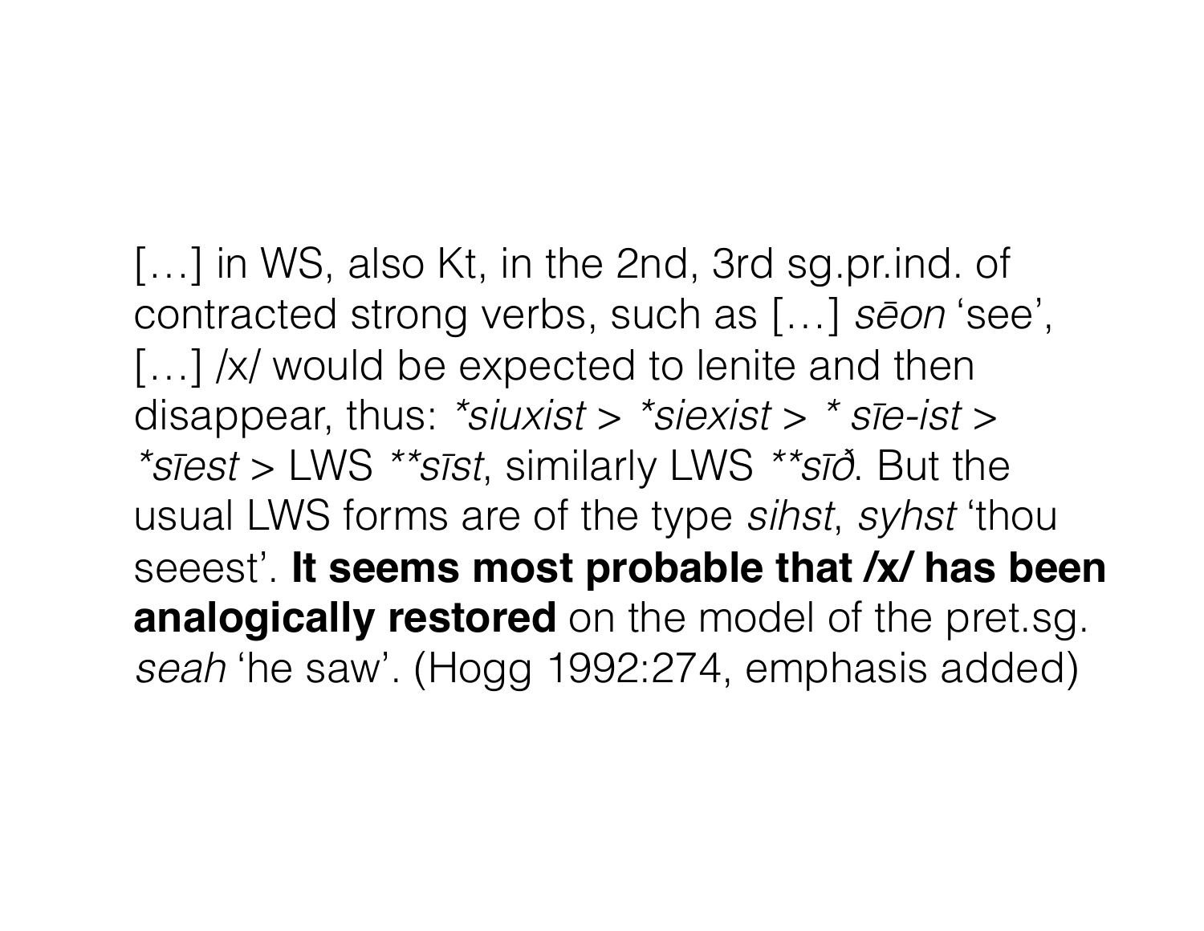[…] in WS, also Kt, in the 2nd, 3rd sg.pr.ind. of contracted strong verbs, such as […] *sēon* 'see', […] /x/ would be expected to lenite and then disappear, thus: *\*siuxist* > *\*siexist* > *\* sīe-ist* > *\*sīest* > LWS *\*\*sīst*, similarly LWS *\*\*sīð*. But the usual LWS forms are of the type *sihst*, *syhst* 'thou seeest'. **It seems most probable that /x/ has been analogically restored** on the model of the pret.sg. *seah* 'he saw'. (Hogg 1992:274, emphasis added)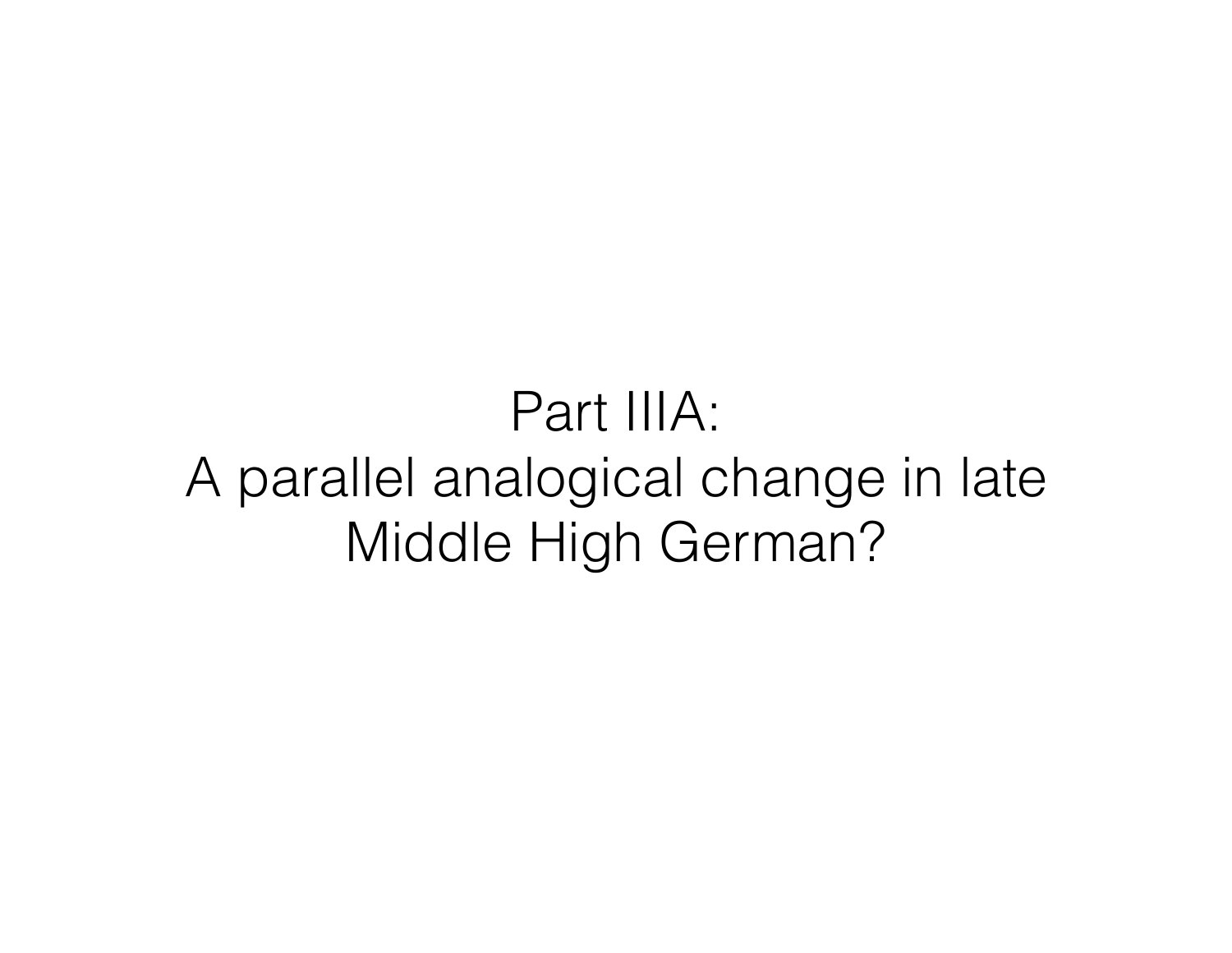# Part IIIA:
# A parallel analogical change in late Middle High German?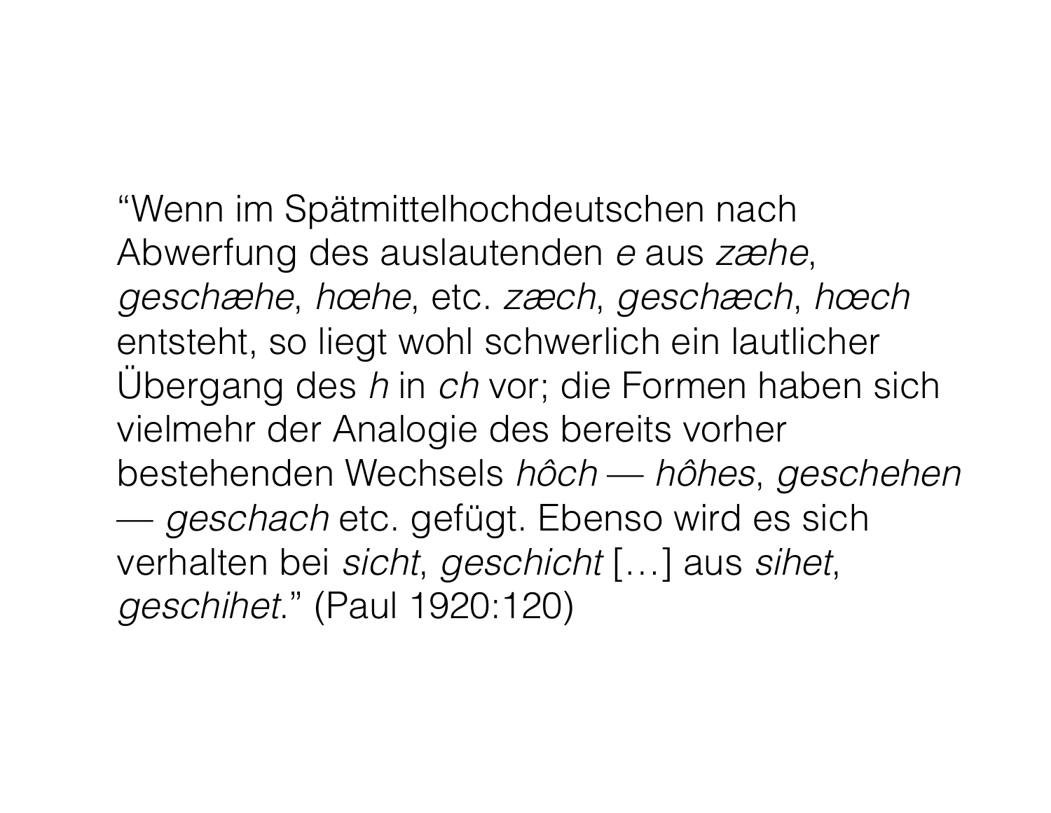"Wenn im Spätmittelhochdeutschen nach Abwerfung des auslautenden *e* aus *zæhe*, *geschæhe*, *hœhe*, etc. *zæch*, *geschæch*, *hœch* entsteht, so liegt wohl schwerlich ein lautlicher Übergang des *h* in *ch* vor; die Formen haben sich vielmehr der Analogie des bereits vorher bestehenden Wechsels *hôch* — *hôhes*, *geschehen* — *geschach* etc. gefügt. Ebenso wird es sich verhalten bei *sicht*, *geschicht* […] aus *sihet*, *geschihet*." (Paul 1920:120)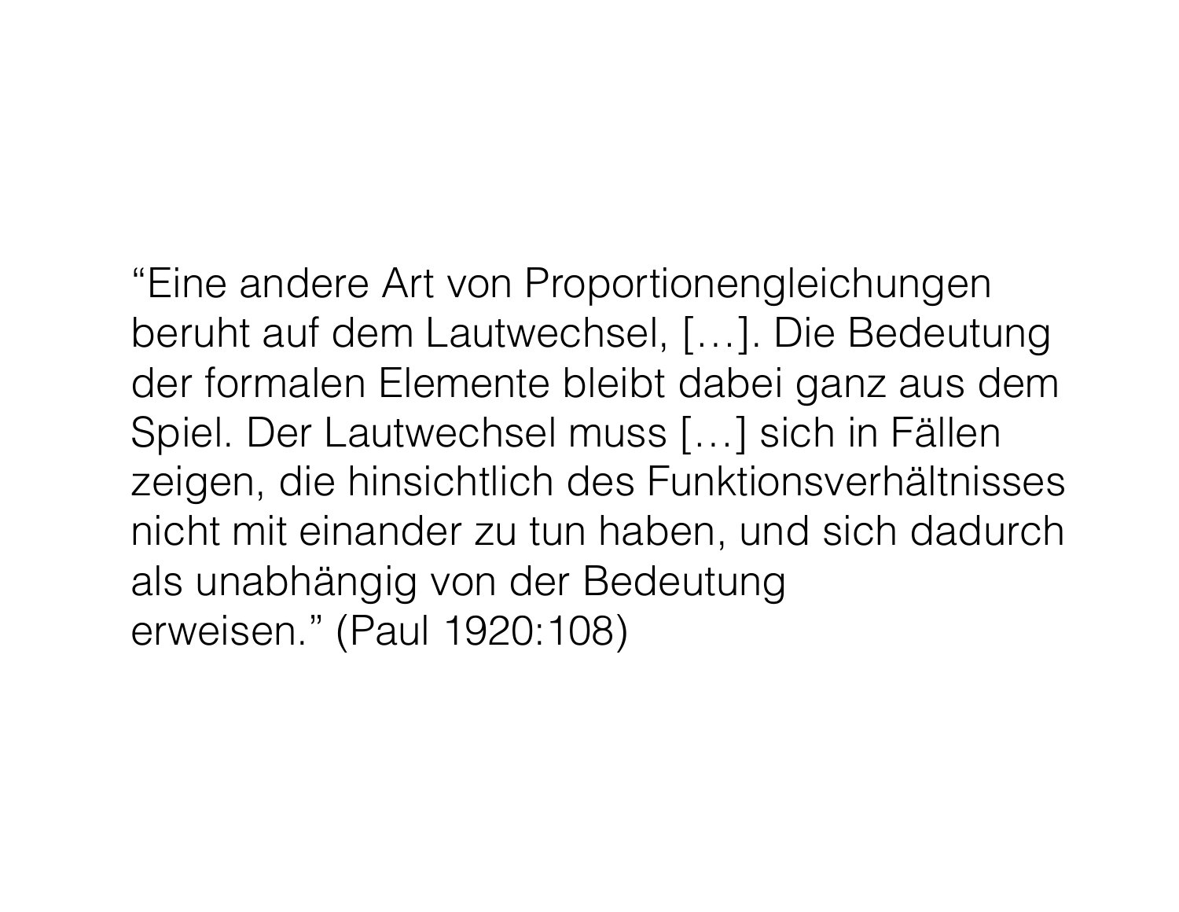“Eine andere Art von Proportionengleichungen beruht auf dem Lautwechsel, […]. Die Bedeutung der formalen Elemente bleibt dabei ganz aus dem Spiel. Der Lautwechsel muss […] sich in Fällen zeigen, die hinsichtlich des Funktionsverhältnisses nicht mit einander zu tun haben, und sich dadurch als unabhängig von der Bedeutung erweisen.” (Paul 1920:108)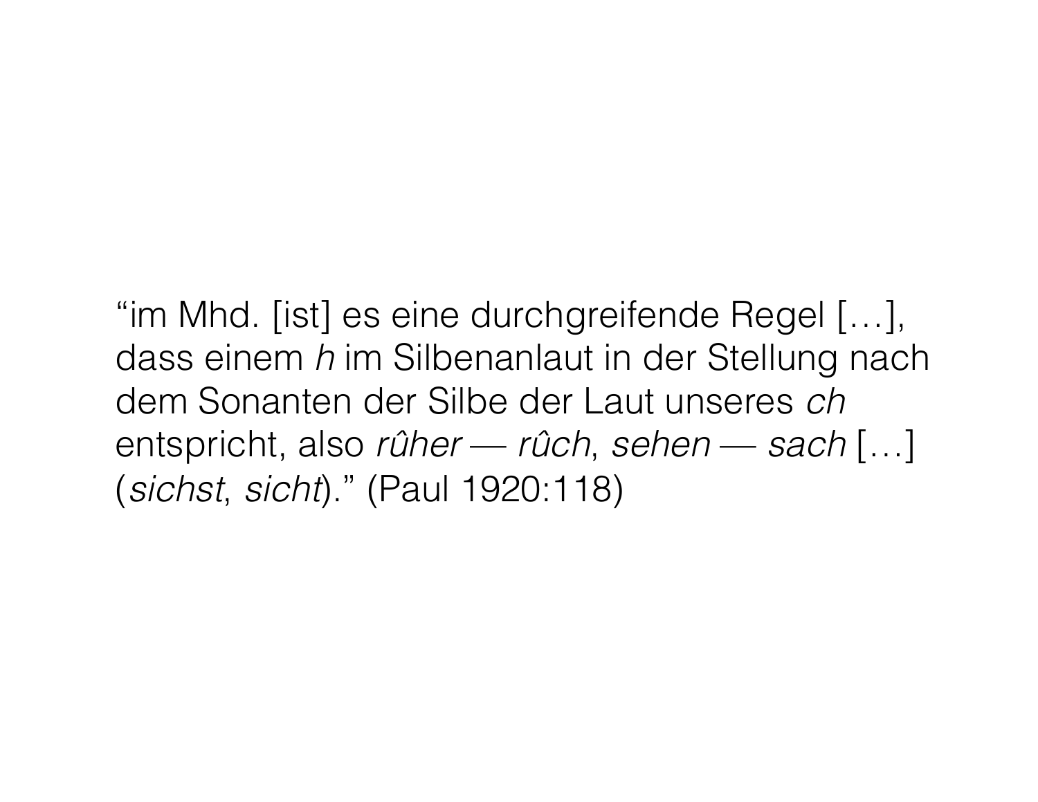“im Mhd. [ist] es eine durchgreifende Regel […], dass einem *h* im Silbenanlaut in der Stellung nach dem Sonanten der Silbe der Laut unseres *ch* entspricht, also *rûher* — *rûch*, *sehen* — *sach* […] (*sichst*, *sicht*).” (Paul 1920:118)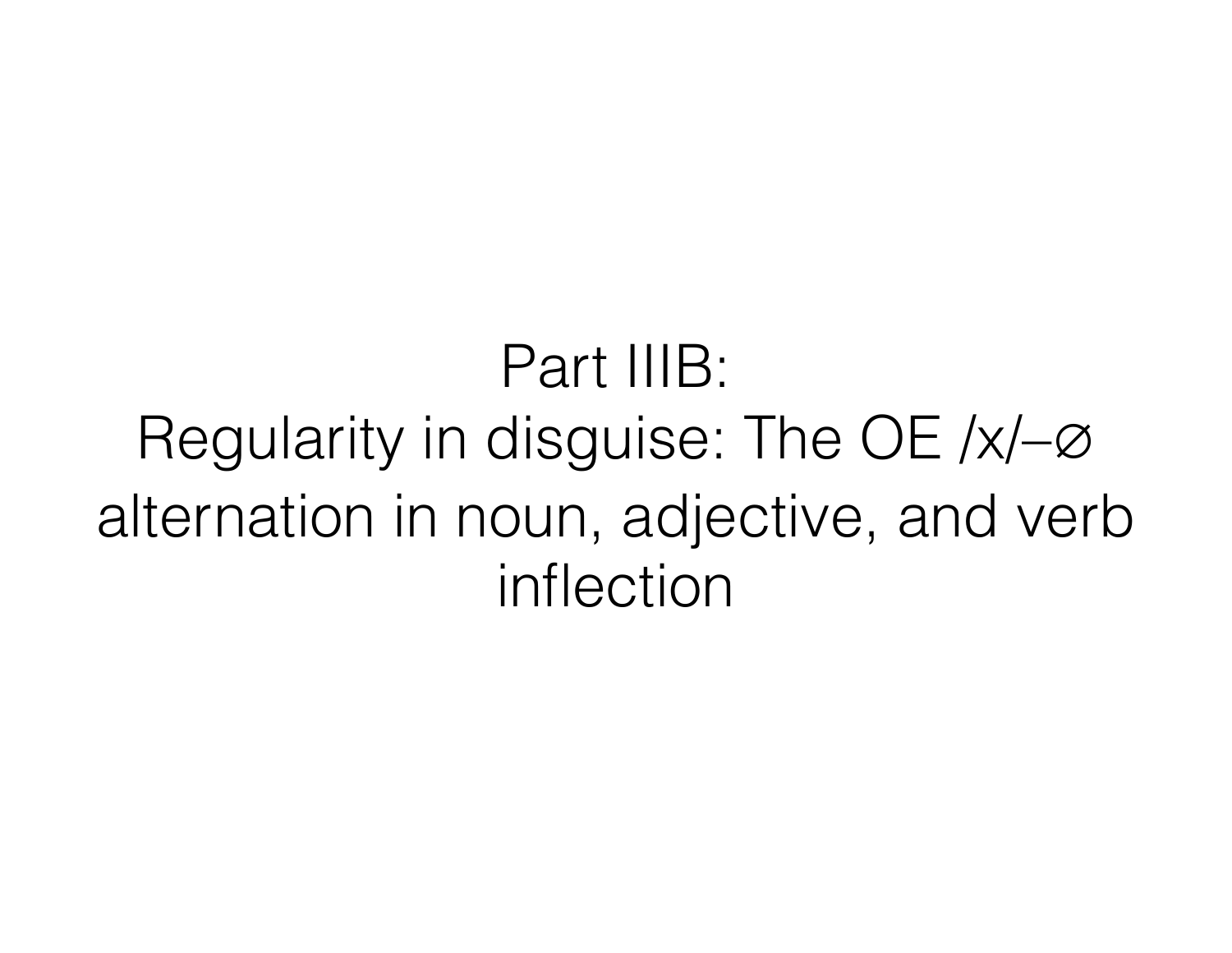# Part IIIB:
# Regularity in disguise: The OE /x/–∅ alternation in noun, adjective, and verb inflection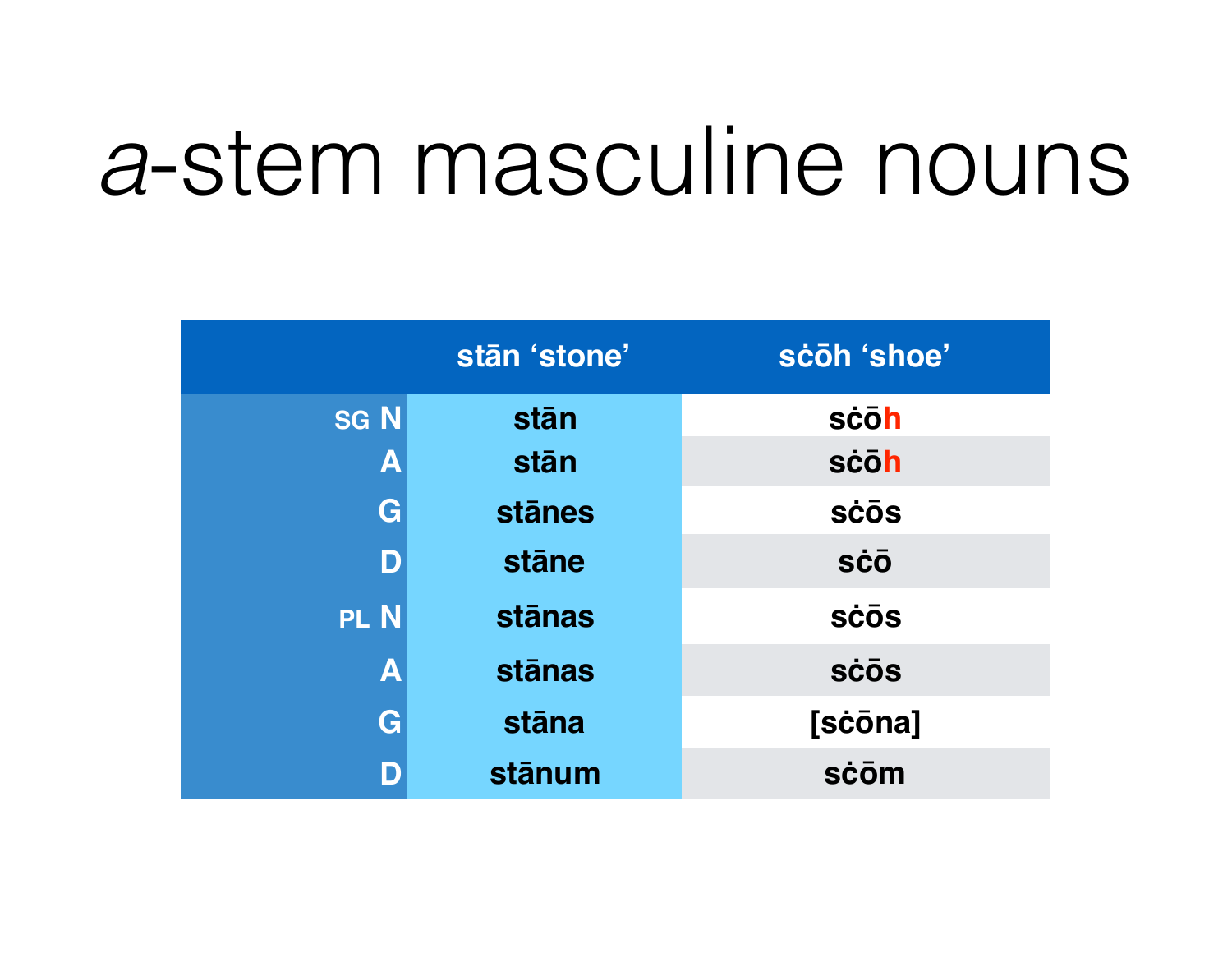# *a*-stem masculine nouns

| | stān ‘stone’ | sċōh ‘shoe’ |
|---|---|---|
| SG N | stān | sċōh |
| A | stān | sċōh |
| G | stānes | sċōs |
| D | stāne | sċō |
| PL N | stānas | sċōs |
| A | stānas | sċōs |
| G | stāna | [sċōna] |
| D | stānum | sċōm |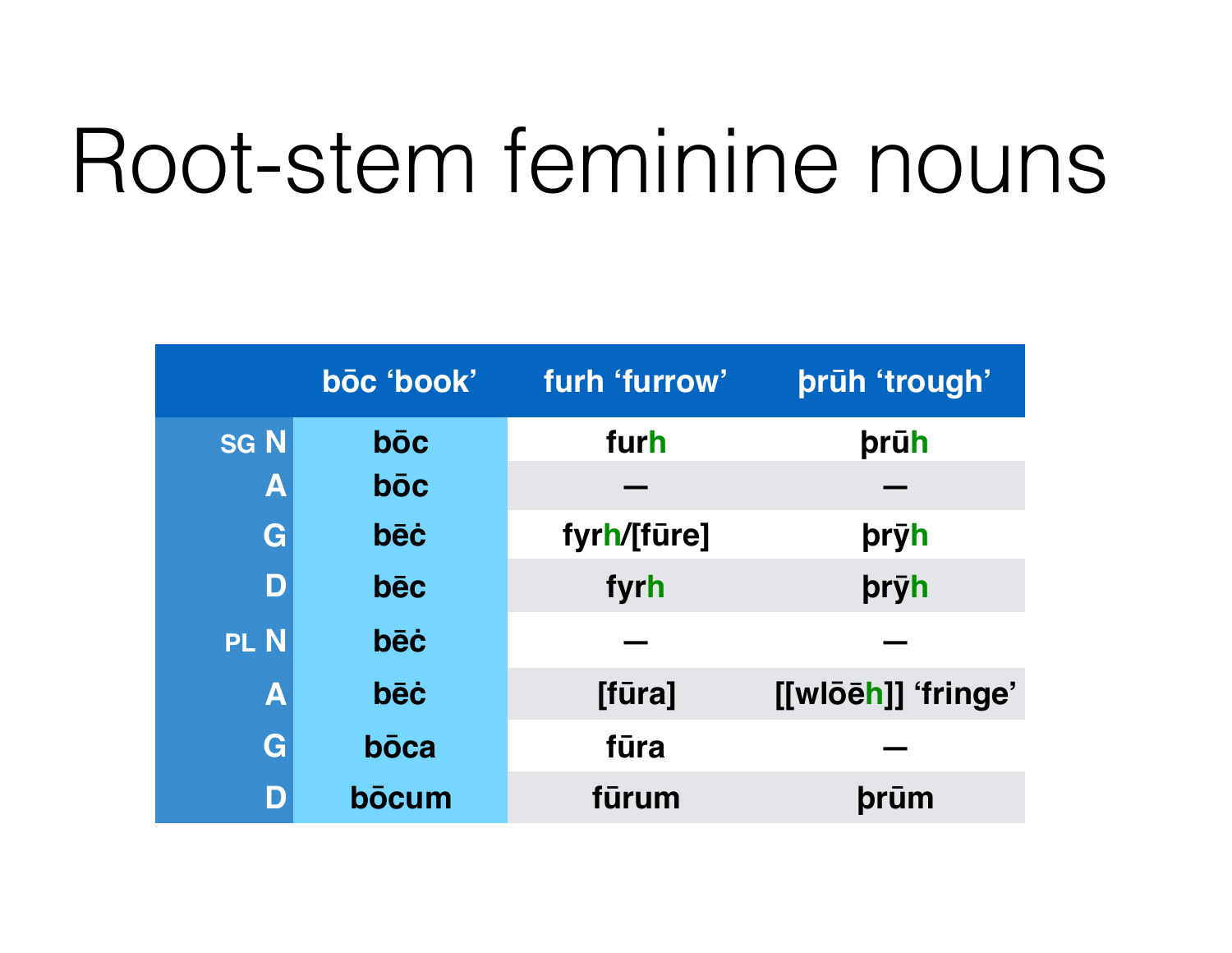# Root-stem feminine nouns

| | bōc ‘book’ | furh ‘furrow’ | þrūh ‘trough’ |
|---|---|---|---|
| SG N | bōc | furh | þrūh |
| A | bōc | — | — |
| G | bēċ | fyrh/[fūre] | þrȳh |
| D | bēc | fyrh | þrȳh |
| PL N | bēċ | — | — |
| A | bēċ | [fūra] | [[wlōēh]] ‘fringe’ |
| G | bōca | fūra | — |
| D | bōcum | fūrum | þrūm |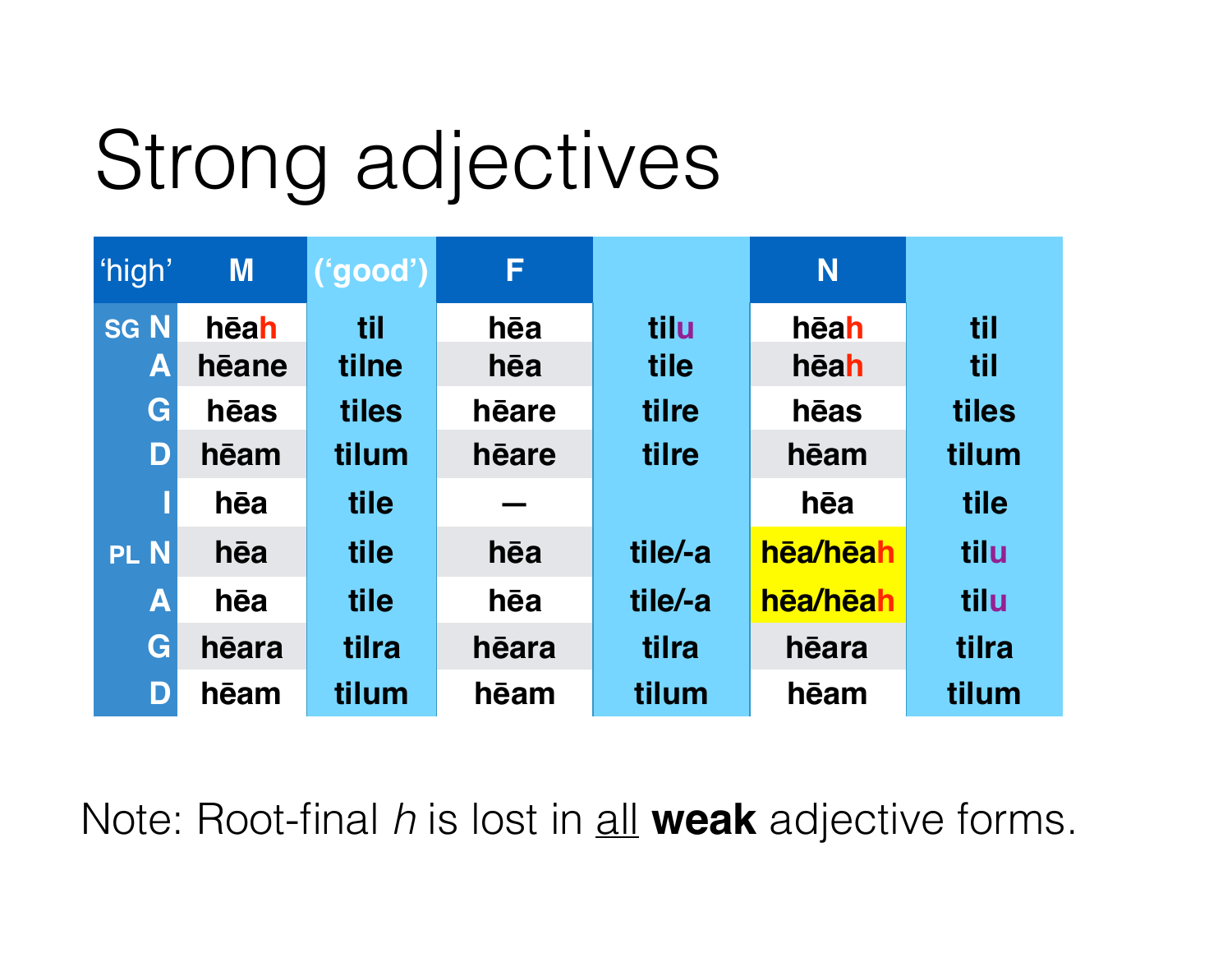# Strong adjectives

| 'high' | M | ('good') | F | | N | |
|---|---|---|---|---|---|---|
| SG N | hēah | til | hēa | tilu | hēah | til |
| A | hēane | tilne | hēa | tile | hēah | til |
| G | hēas | tiles | hēare | tilre | hēas | tiles |
| D | hēam | tilum | hēare | tilre | hēam | tilum |
| I | hēa | tile | — | | hēa | tile |
| PL N | hēa | tile | hēa | tile/-a | hēa/hēah | tilu |
| A | hēa | tile | hēa | tile/-a | hēa/hēah | tilu |
| G | hēara | tilra | hēara | tilra | hēara | tilra |
| D | hēam | tilum | hēam | tilum | hēam | tilum |

Note: Root-final *h* is lost in all **weak** adjective forms.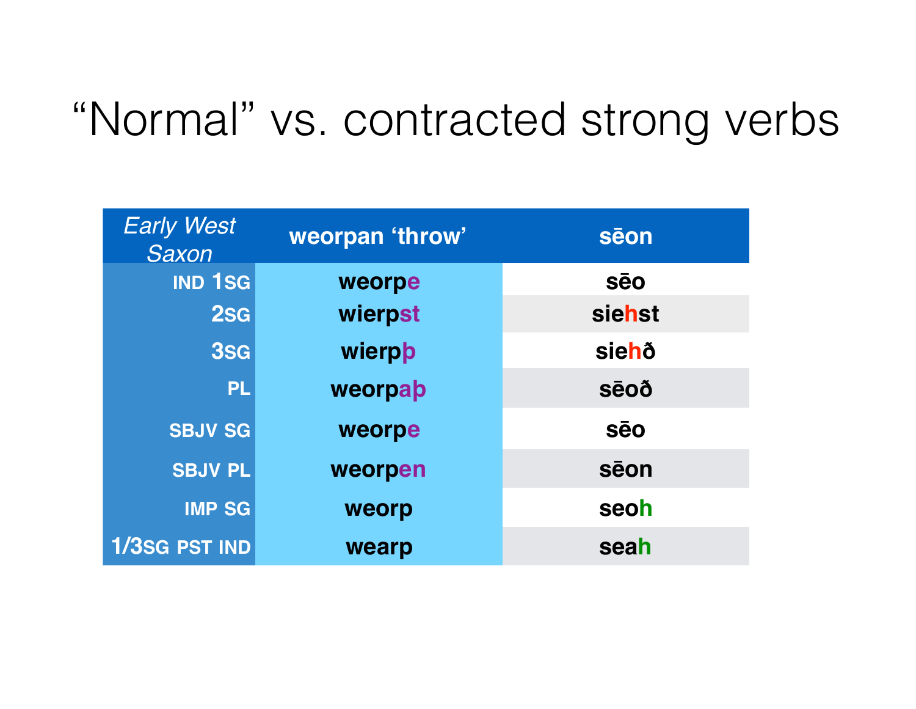# “Normal” vs. contracted strong verbs

| *Early West Saxon* | weorpan ‘throw’ | sēon |
|---|---|---|
| IND 1SG | weorpe | sēo |
| 2SG | wierpst | siehst |
| 3SG | wierpþ | siehð |
| PL | weorpaþ | sēoð |
| SBJV SG | weorpe | sēo |
| SBJV PL | weorpen | sēon |
| IMP SG | weorp | seoh |
| 1/3SG PST IND | wearp | seah |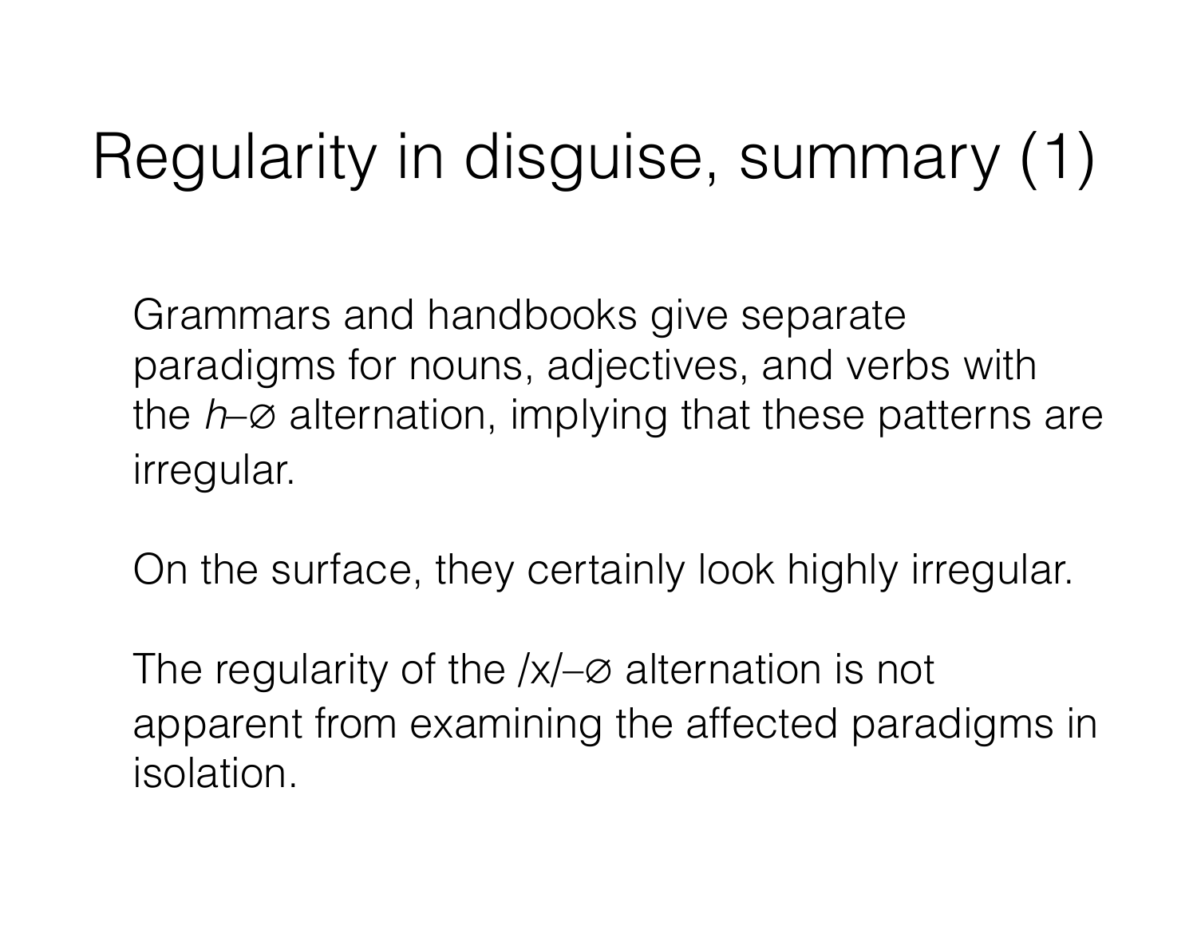# Regularity in disguise, summary (1)

Grammars and handbooks give separate paradigms for nouns, adjectives, and verbs with the *h*–∅ alternation, implying that these patterns are irregular.

On the surface, they certainly look highly irregular.

The regularity of the /x/–∅ alternation is not apparent from examining the affected paradigms in isolation.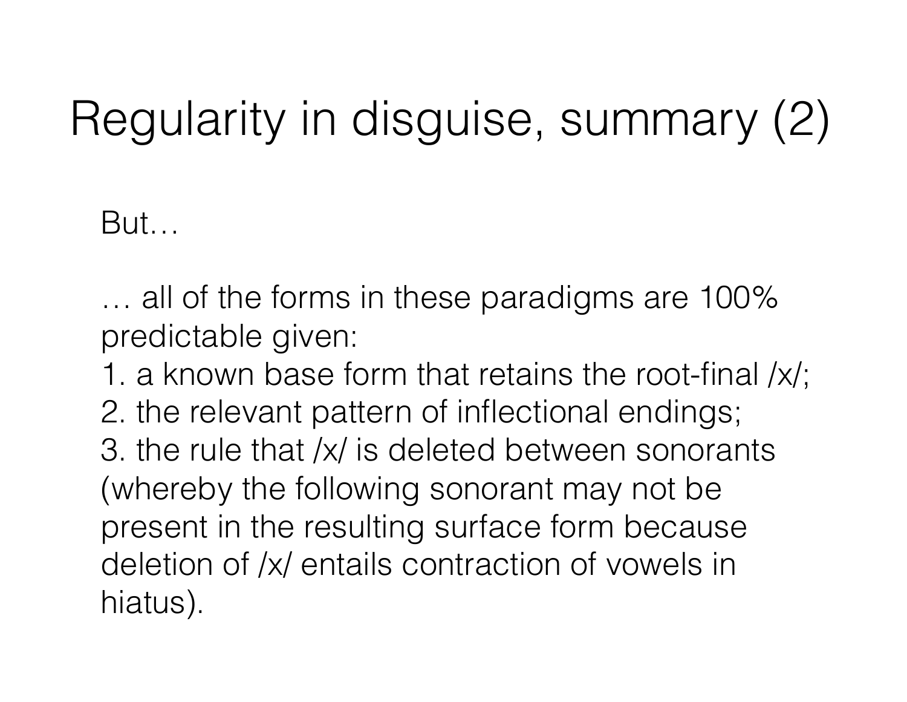# Regularity in disguise, summary (2)

But…

… all of the forms in these paradigms are 100% predictable given:

1. a known base form that retains the root-final /x/;
2. the relevant pattern of inflectional endings;
3. the rule that /x/ is deleted between sonorants (whereby the following sonorant may not be present in the resulting surface form because deletion of /x/ entails contraction of vowels in hiatus).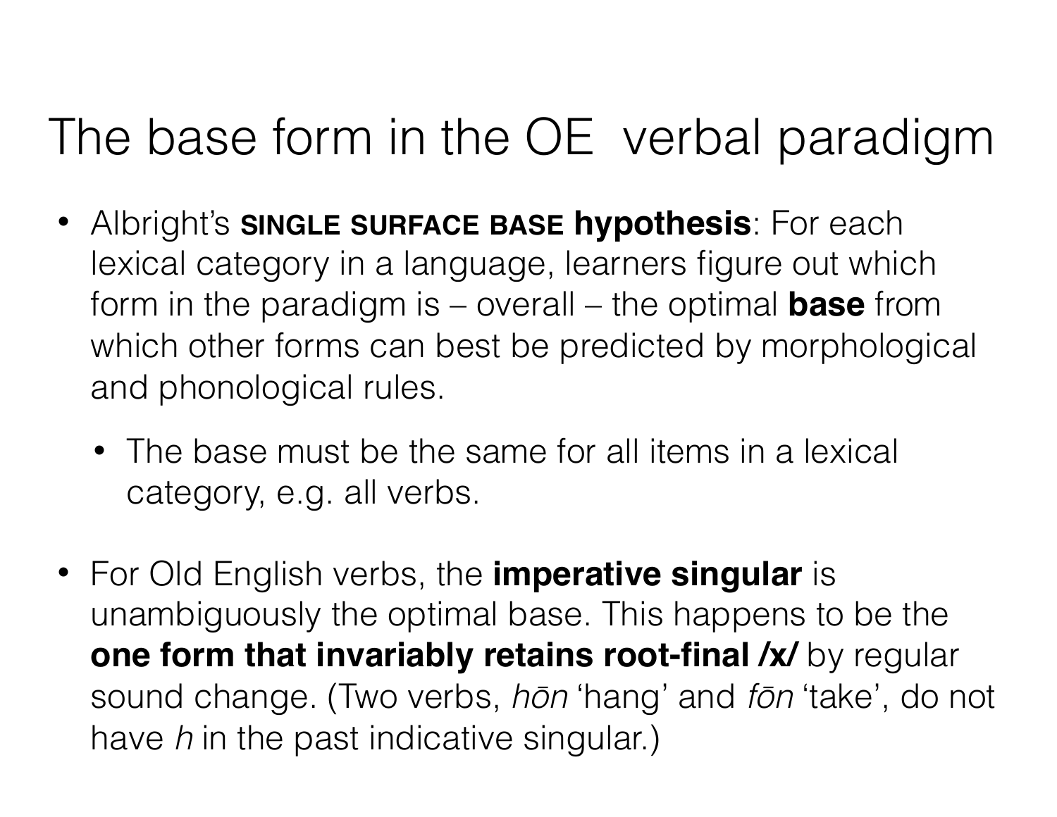# The base form in the OE verbal paradigm

- Albright's **SINGLE SURFACE BASE hypothesis**: For each lexical category in a language, learners figure out which form in the paradigm is – overall – the optimal **base** from which other forms can best be predicted by morphological and phonological rules.
  - The base must be the same for all items in a lexical category, e.g. all verbs.
- For Old English verbs, the **imperative singular** is unambiguously the optimal base. This happens to be the **one form that invariably retains root-final /x/** by regular sound change. (Two verbs, *hōn* 'hang' and *fōn* 'take', do not have *h* in the past indicative singular.)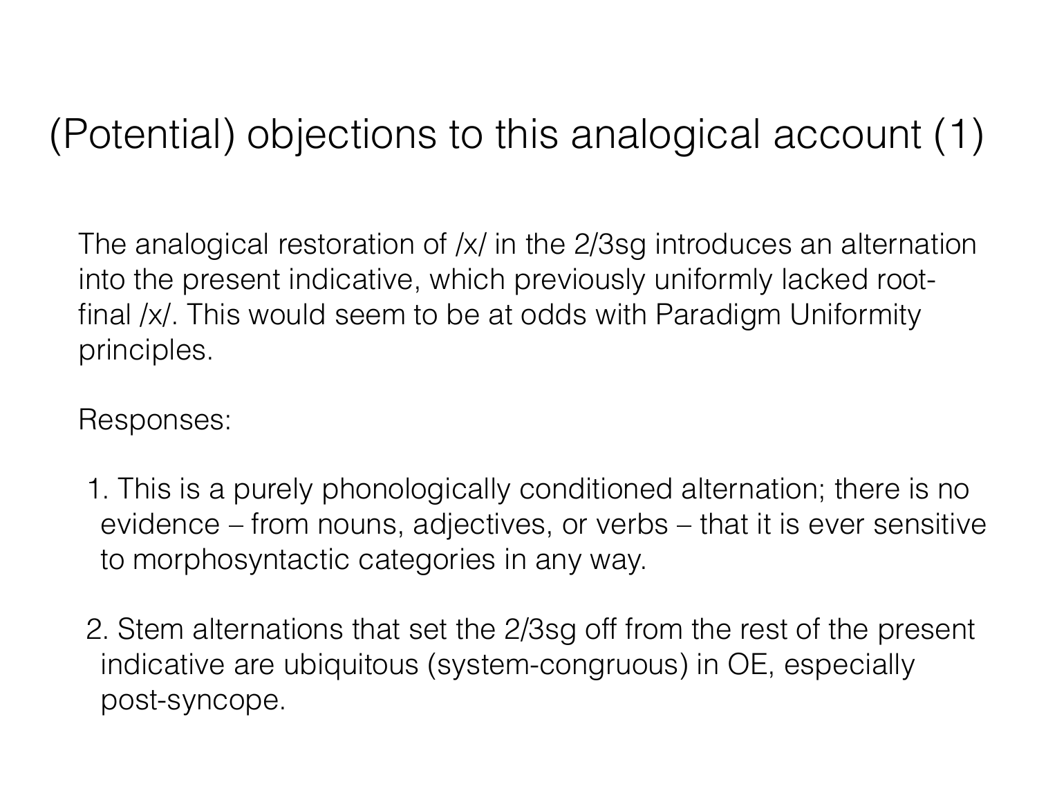# (Potential) objections to this analogical account (1)

The analogical restoration of /x/ in the 2/3sg introduces an alternation into the present indicative, which previously uniformly lacked root-final /x/. This would seem to be at odds with Paradigm Uniformity principles.

Responses:

1. This is a purely phonologically conditioned alternation; there is no evidence – from nouns, adjectives, or verbs – that it is ever sensitive to morphosyntactic categories in any way.

2. Stem alternations that set the 2/3sg off from the rest of the present indicative are ubiquitous (system-congruous) in OE, especially post-syncope.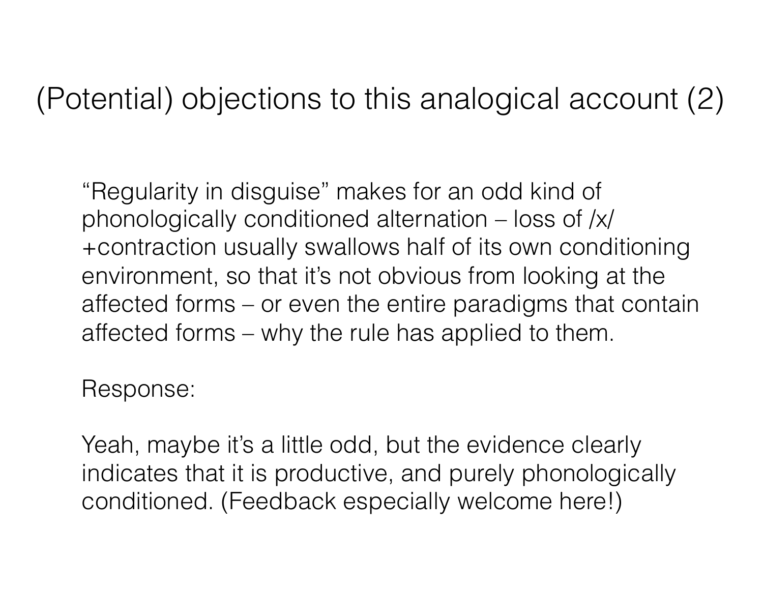# (Potential) objections to this analogical account (2)

"Regularity in disguise" makes for an odd kind of phonologically conditioned alternation – loss of /x/ +contraction usually swallows half of its own conditioning environment, so that it's not obvious from looking at the affected forms – or even the entire paradigms that contain affected forms – why the rule has applied to them.

Response:

Yeah, maybe it's a little odd, but the evidence clearly indicates that it is productive, and purely phonologically conditioned. (Feedback especially welcome here!)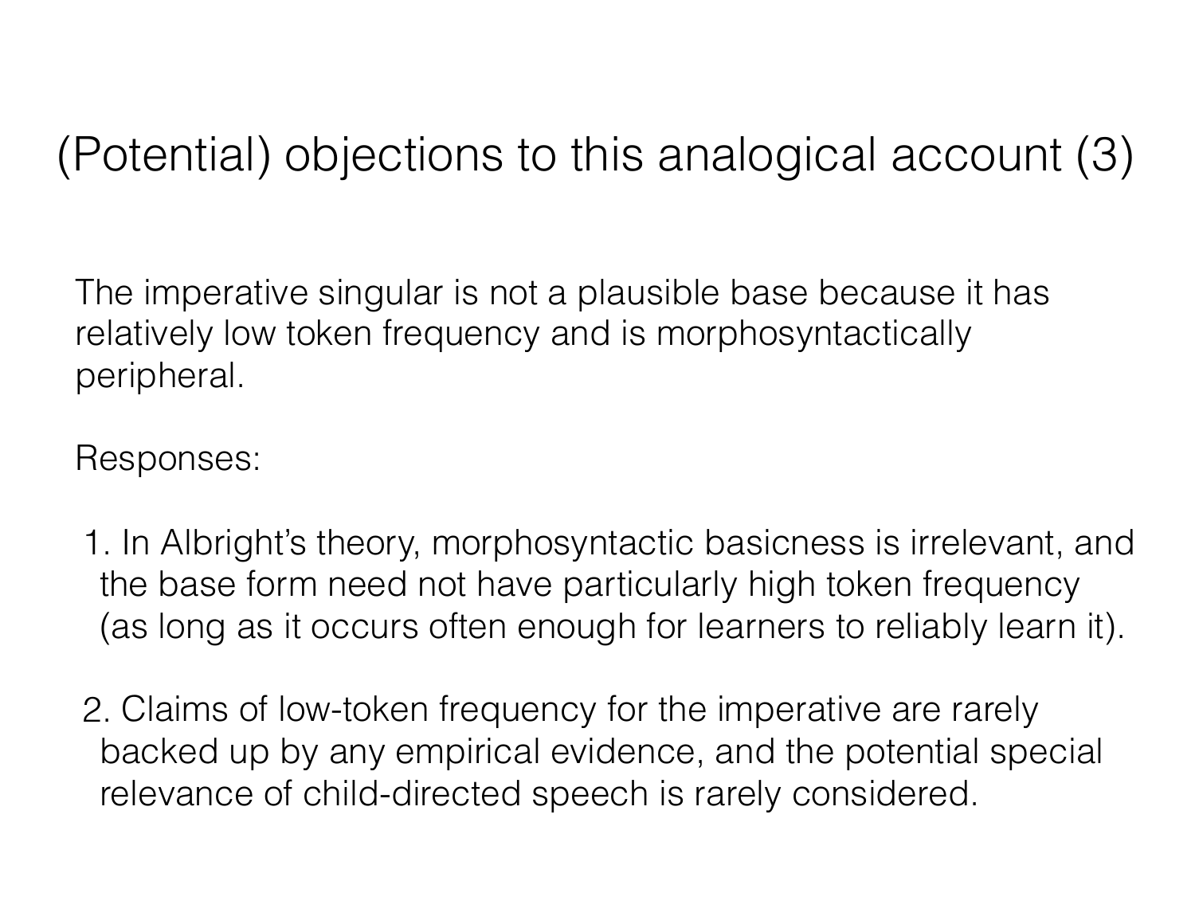# (Potential) objections to this analogical account (3)

The imperative singular is not a plausible base because it has relatively low token frequency and is morphosyntactically peripheral.

Responses:

1. In Albright's theory, morphosyntactic basicness is irrelevant, and the base form need not have particularly high token frequency (as long as it occurs often enough for learners to reliably learn it).

2. Claims of low-token frequency for the imperative are rarely backed up by any empirical evidence, and the potential special relevance of child-directed speech is rarely considered.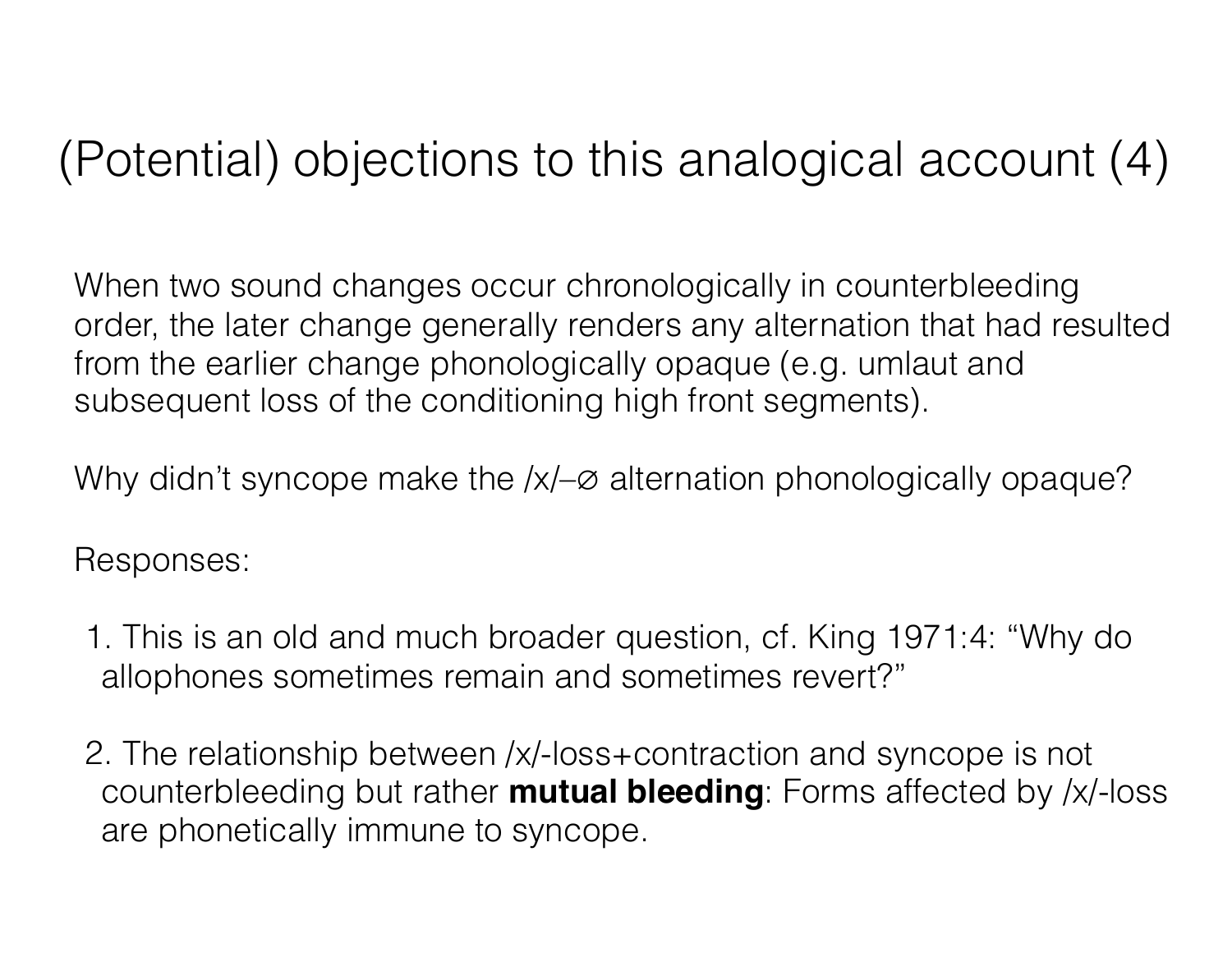# (Potential) objections to this analogical account (4)

When two sound changes occur chronologically in counterbleeding order, the later change generally renders any alternation that had resulted from the earlier change phonologically opaque (e.g. umlaut and subsequent loss of the conditioning high front segments).

Why didn't syncope make the /x/–∅ alternation phonologically opaque?

Responses:

1. This is an old and much broader question, cf. King 1971:4: "Why do allophones sometimes remain and sometimes revert?"

2. The relationship between /x/-loss+contraction and syncope is not counterbleeding but rather **mutual bleeding**: Forms affected by /x/-loss are phonetically immune to syncope.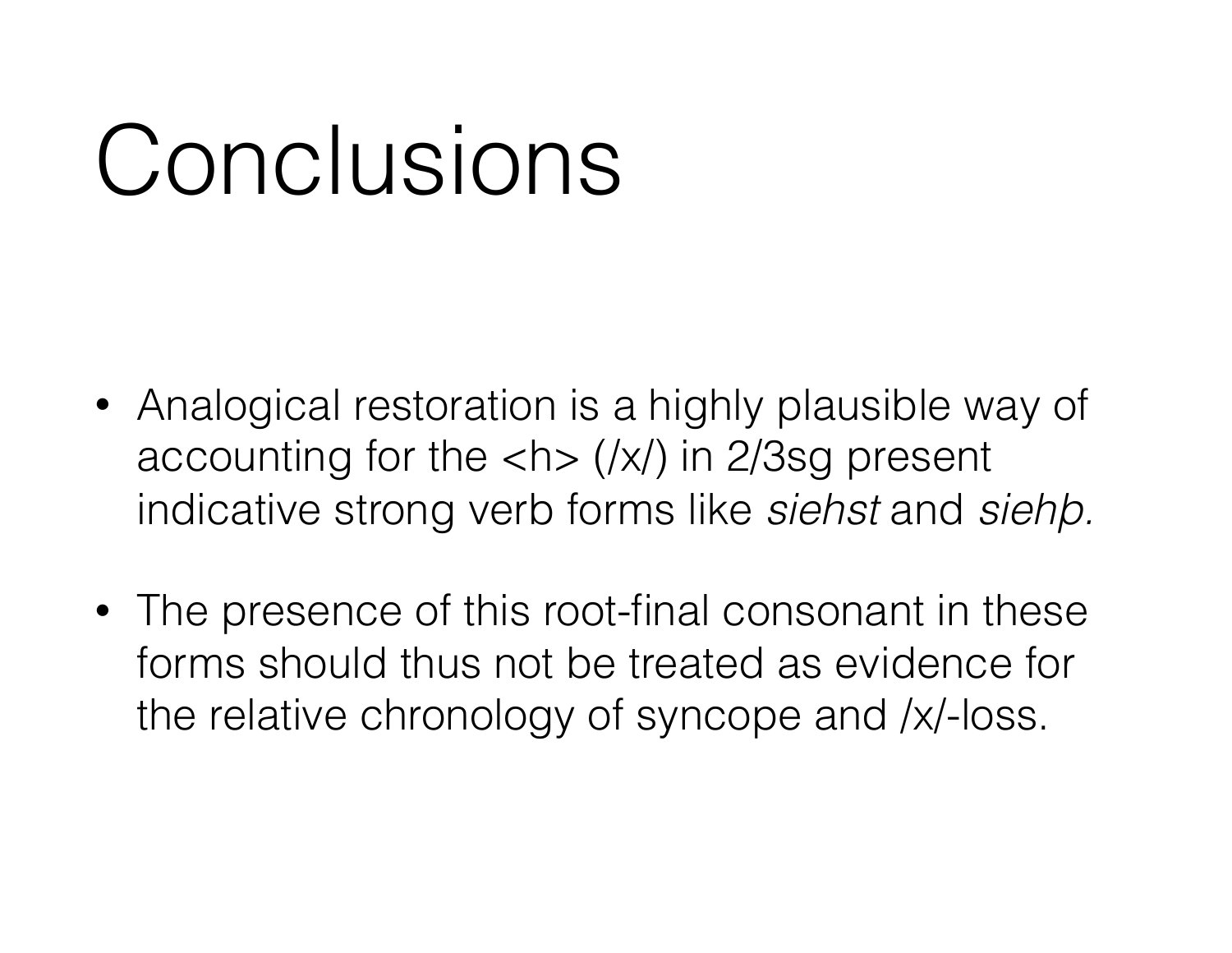# Conclusions

- Analogical restoration is a highly plausible way of accounting for the <h> (/x/) in 2/3sg present indicative strong verb forms like *siehst* and *siehþ.*

- The presence of this root-final consonant in these forms should thus not be treated as evidence for the relative chronology of syncope and /x/-loss.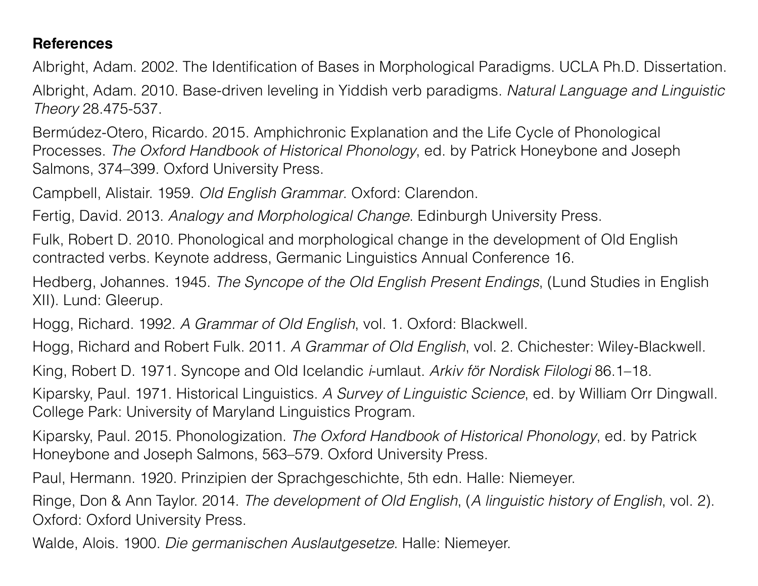**References**

Albright, Adam. 2002. The Identification of Bases in Morphological Paradigms. UCLA Ph.D. Dissertation.

Albright, Adam. 2010. Base-driven leveling in Yiddish verb paradigms. *Natural Language and Linguistic Theory* 28.475-537.

Bermúdez-Otero, Ricardo. 2015. Amphichronic Explanation and the Life Cycle of Phonological Processes. *The Oxford Handbook of Historical Phonology*, ed. by Patrick Honeybone and Joseph Salmons, 374–399. Oxford University Press.

Campbell, Alistair. 1959. *Old English Grammar*. Oxford: Clarendon.

Fertig, David. 2013. *Analogy and Morphological Change*. Edinburgh University Press.

Fulk, Robert D. 2010. Phonological and morphological change in the development of Old English contracted verbs. Keynote address, Germanic Linguistics Annual Conference 16.

Hedberg, Johannes. 1945. *The Syncope of the Old English Present Endings*, (Lund Studies in English XII). Lund: Gleerup.

Hogg, Richard. 1992. *A Grammar of Old English*, vol. 1. Oxford: Blackwell.

Hogg, Richard and Robert Fulk. 2011. *A Grammar of Old English*, vol. 2. Chichester: Wiley-Blackwell.

King, Robert D. 1971. Syncope and Old Icelandic *i*-umlaut. *Arkiv för Nordisk Filologi* 86.1–18.

Kiparsky, Paul. 1971. Historical Linguistics. *A Survey of Linguistic Science*, ed. by William Orr Dingwall. College Park: University of Maryland Linguistics Program.

Kiparsky, Paul. 2015. Phonologization. *The Oxford Handbook of Historical Phonology*, ed. by Patrick Honeybone and Joseph Salmons, 563–579. Oxford University Press.

Paul, Hermann. 1920. Prinzipien der Sprachgeschichte, 5th edn. Halle: Niemeyer.

Ringe, Don & Ann Taylor. 2014. *The development of Old English*, (*A linguistic history of English*, vol. 2). Oxford: Oxford University Press.

Walde, Alois. 1900. *Die germanischen Auslautgesetze*. Halle: Niemeyer.